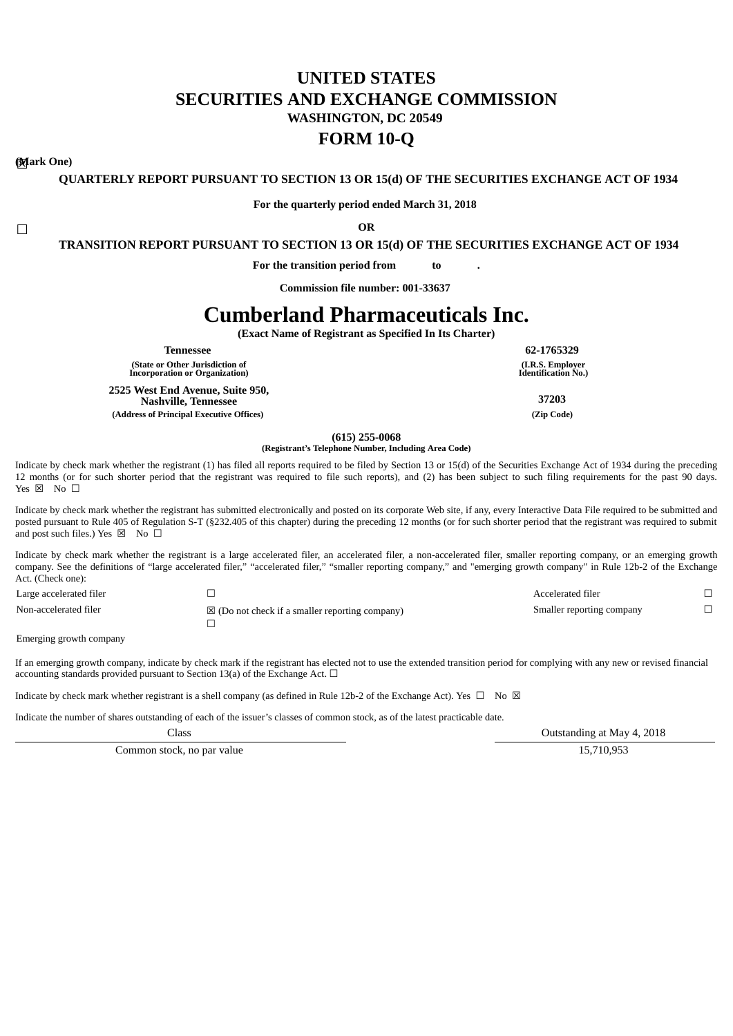# UNITED STATES
# SECURITIES AND EXCHANGE COMMISSION

**WASHINGTON, DC 20549**

# FORM 10-Q

**(Mark One)**

☒ **QUARTERLY REPORT PURSUANT TO SECTION 13 OR 15(d) OF THE SECURITIES EXCHANGE ACT OF 1934**

**For the quarterly period ended March 31, 2018**

**OR**

☐ **TRANSITION REPORT PURSUANT TO SECTION 13 OR 15(d) OF THE SECURITIES EXCHANGE ACT OF 1934**

**For the transition period from to .**

**Commission file number: 001-33637**

# Cumberland Pharmaceuticals Inc.

**(Exact Name of Registrant as Specified In Its Charter)**

| | |
|---|---|
| **Tennessee** | **62-1765329** |
| **(State or Other Jurisdiction of Incorporation or Organization)** | **(I.R.S. Employer Identification No.)** |
| **2525 West End Avenue, Suite 950, Nashville, Tennessee** | **37203** |
| **(Address of Principal Executive Offices)** | **(Zip Code)** |

**(615) 255-0068**
**(Registrant's Telephone Number, Including Area Code)**

Indicate by check mark whether the registrant (1) has filed all reports required to be filed by Section 13 or 15(d) of the Securities Exchange Act of 1934 during the preceding 12 months (or for such shorter period that the registrant was required to file such reports), and (2) has been subject to such filing requirements for the past 90 days. Yes ☒ No ☐

Indicate by check mark whether the registrant has submitted electronically and posted on its corporate Web site, if any, every Interactive Data File required to be submitted and posted pursuant to Rule 405 of Regulation S-T (§232.405 of this chapter) during the preceding 12 months (or for such shorter period that the registrant was required to submit and post such files.) Yes ☒ No ☐

Indicate by check mark whether the registrant is a large accelerated filer, an accelerated filer, a non-accelerated filer, smaller reporting company, or an emerging growth company. See the definitions of "large accelerated filer," "accelerated filer," "smaller reporting company," and "emerging growth company" in Rule 12b-2 of the Exchange Act. (Check one):

| | | | |
|---|---|---|---|
| Large accelerated filer | ☐ | Accelerated filer | ☐ |
| Non-accelerated filer | ☒ (Do not check if a smaller reporting company) | Smaller reporting company | ☐ |
| Emerging growth company | ☐ | | |

If an emerging growth company, indicate by check mark if the registrant has elected not to use the extended transition period for complying with any new or revised financial accounting standards provided pursuant to Section 13(a) of the Exchange Act. ☐

Indicate by check mark whether registrant is a shell company (as defined in Rule 12b-2 of the Exchange Act). Yes ☐ No ☒

Indicate the number of shares outstanding of each of the issuer's classes of common stock, as of the latest practicable date.

| Class | Outstanding at May 4, 2018 |
|---|---|
| Common stock, no par value | 15,710,953 |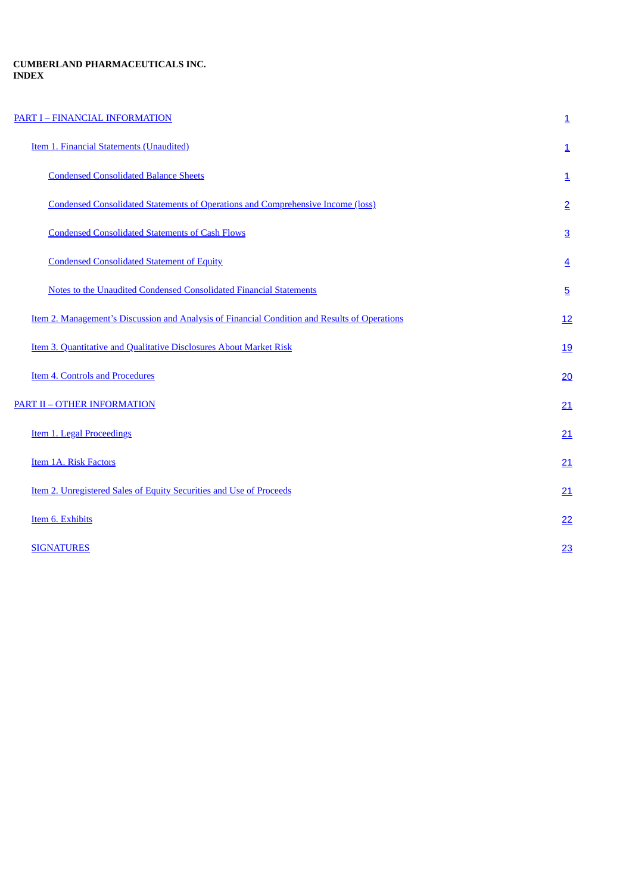**CUMBERLAND PHARMACEUTICALS INC.**
**INDEX**

| | |
|---|---|
| PART I – FINANCIAL INFORMATION | 1 |
| Item 1. Financial Statements (Unaudited) | 1 |
| Condensed Consolidated Balance Sheets | 1 |
| Condensed Consolidated Statements of Operations and Comprehensive Income (loss) | 2 |
| Condensed Consolidated Statements of Cash Flows | 3 |
| Condensed Consolidated Statement of Equity | 4 |
| Notes to the Unaudited Condensed Consolidated Financial Statements | 5 |
| Item 2. Management's Discussion and Analysis of Financial Condition and Results of Operations | 12 |
| Item 3. Quantitative and Qualitative Disclosures About Market Risk | 19 |
| Item 4. Controls and Procedures | 20 |
| PART II – OTHER INFORMATION | 21 |
| Item 1. Legal Proceedings | 21 |
| Item 1A. Risk Factors | 21 |
| Item 2. Unregistered Sales of Equity Securities and Use of Proceeds | 21 |
| Item 6. Exhibits | 22 |
| SIGNATURES | 23 |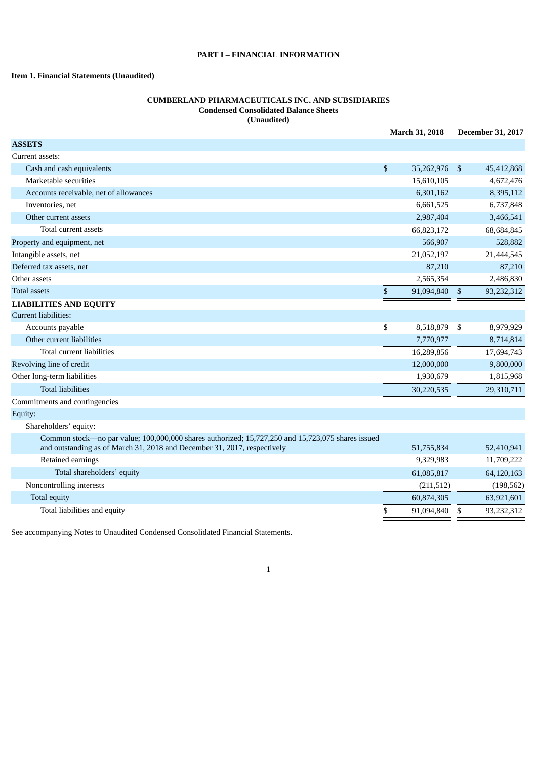**PART I – FINANCIAL INFORMATION**

**Item 1. Financial Statements (Unaudited)**

**CUMBERLAND PHARMACEUTICALS INC. AND SUBSIDIARIES**
**Condensed Consolidated Balance Sheets**
**(Unaudited)**

| | March 31, 2018 | December 31, 2017 |
|---|---|---|
| **ASSETS** | | |
| Current assets: | | |
| Cash and cash equivalents | $ 35,262,976 | $ 45,412,868 |
| Marketable securities | 15,610,105 | 4,672,476 |
| Accounts receivable, net of allowances | 6,301,162 | 8,395,112 |
| Inventories, net | 6,661,525 | 6,737,848 |
| Other current assets | 2,987,404 | 3,466,541 |
| Total current assets | 66,823,172 | 68,684,845 |
| Property and equipment, net | 566,907 | 528,882 |
| Intangible assets, net | 21,052,197 | 21,444,545 |
| Deferred tax assets, net | 87,210 | 87,210 |
| Other assets | 2,565,354 | 2,486,830 |
| Total assets | $ 91,094,840 | $ 93,232,312 |
| **LIABILITIES AND EQUITY** | | |
| Current liabilities: | | |
| Accounts payable | $ 8,518,879 | $ 8,979,929 |
| Other current liabilities | 7,770,977 | 8,714,814 |
| Total current liabilities | 16,289,856 | 17,694,743 |
| Revolving line of credit | 12,000,000 | 9,800,000 |
| Other long-term liabilities | 1,930,679 | 1,815,968 |
| Total liabilities | 30,220,535 | 29,310,711 |
| Commitments and contingencies | | |
| Equity: | | |
| Shareholders' equity: | | |
| Common stock—no par value; 100,000,000 shares authorized; 15,727,250 and 15,723,075 shares issued and outstanding as of March 31, 2018 and December 31, 2017, respectively | 51,755,834 | 52,410,941 |
| Retained earnings | 9,329,983 | 11,709,222 |
| Total shareholders' equity | 61,085,817 | 64,120,163 |
| Noncontrolling interests | (211,512) | (198,562) |
| Total equity | 60,874,305 | 63,921,601 |
| Total liabilities and equity | $ 91,094,840 | $ 93,232,312 |

See accompanying Notes to Unaudited Condensed Consolidated Financial Statements.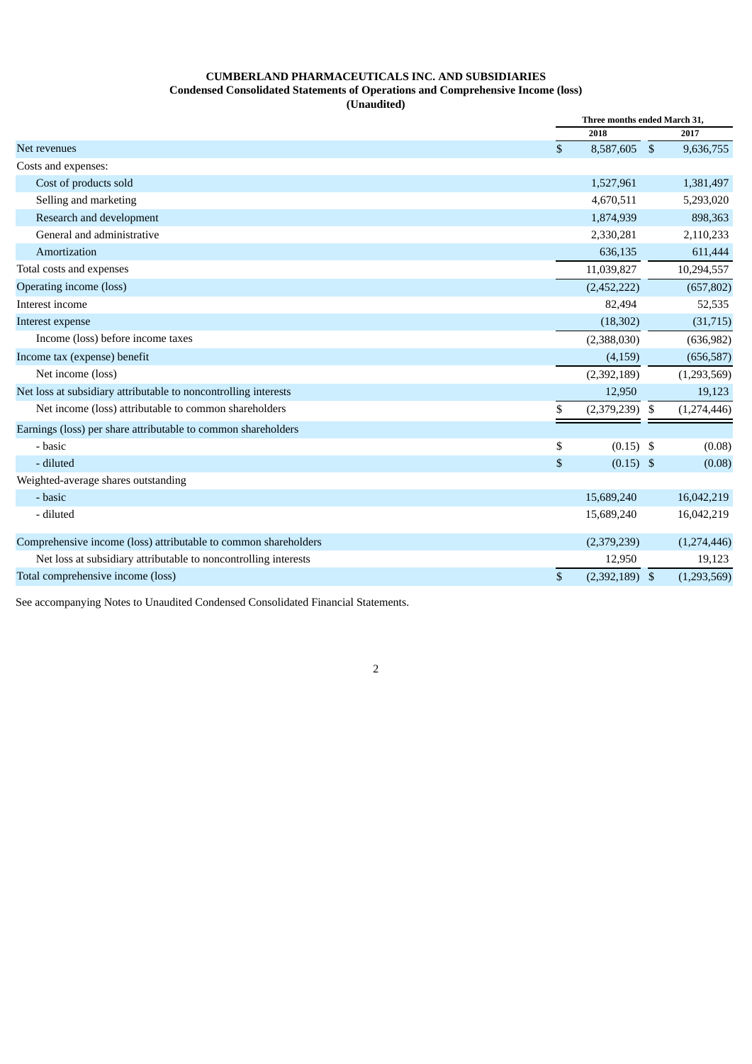**CUMBERLAND PHARMACEUTICALS INC. AND SUBSIDIARIES**
**Condensed Consolidated Statements of Operations and Comprehensive Income (loss)**
**(Unaudited)**

| | Three months ended March 31, | |
|---|---|---|
| | 2018 | 2017 |
| Net revenues | $ 8,587,605 | $ 9,636,755 |
| Costs and expenses: | | |
| Cost of products sold | 1,527,961 | 1,381,497 |
| Selling and marketing | 4,670,511 | 5,293,020 |
| Research and development | 1,874,939 | 898,363 |
| General and administrative | 2,330,281 | 2,110,233 |
| Amortization | 636,135 | 611,444 |
| Total costs and expenses | 11,039,827 | 10,294,557 |
| Operating income (loss) | (2,452,222) | (657,802) |
| Interest income | 82,494 | 52,535 |
| Interest expense | (18,302) | (31,715) |
| Income (loss) before income taxes | (2,388,030) | (636,982) |
| Income tax (expense) benefit | (4,159) | (656,587) |
| Net income (loss) | (2,392,189) | (1,293,569) |
| Net loss at subsidiary attributable to noncontrolling interests | 12,950 | 19,123 |
| Net income (loss) attributable to common shareholders | $ (2,379,239) | $ (1,274,446) |
| Earnings (loss) per share attributable to common shareholders | | |
| - basic | $ (0.15) | $ (0.08) |
| - diluted | $ (0.15) | $ (0.08) |
| Weighted-average shares outstanding | | |
| - basic | 15,689,240 | 16,042,219 |
| - diluted | 15,689,240 | 16,042,219 |
| Comprehensive income (loss) attributable to common shareholders | (2,379,239) | (1,274,446) |
| Net loss at subsidiary attributable to noncontrolling interests | 12,950 | 19,123 |
| Total comprehensive income (loss) | $ (2,392,189) | $ (1,293,569) |

See accompanying Notes to Unaudited Condensed Consolidated Financial Statements.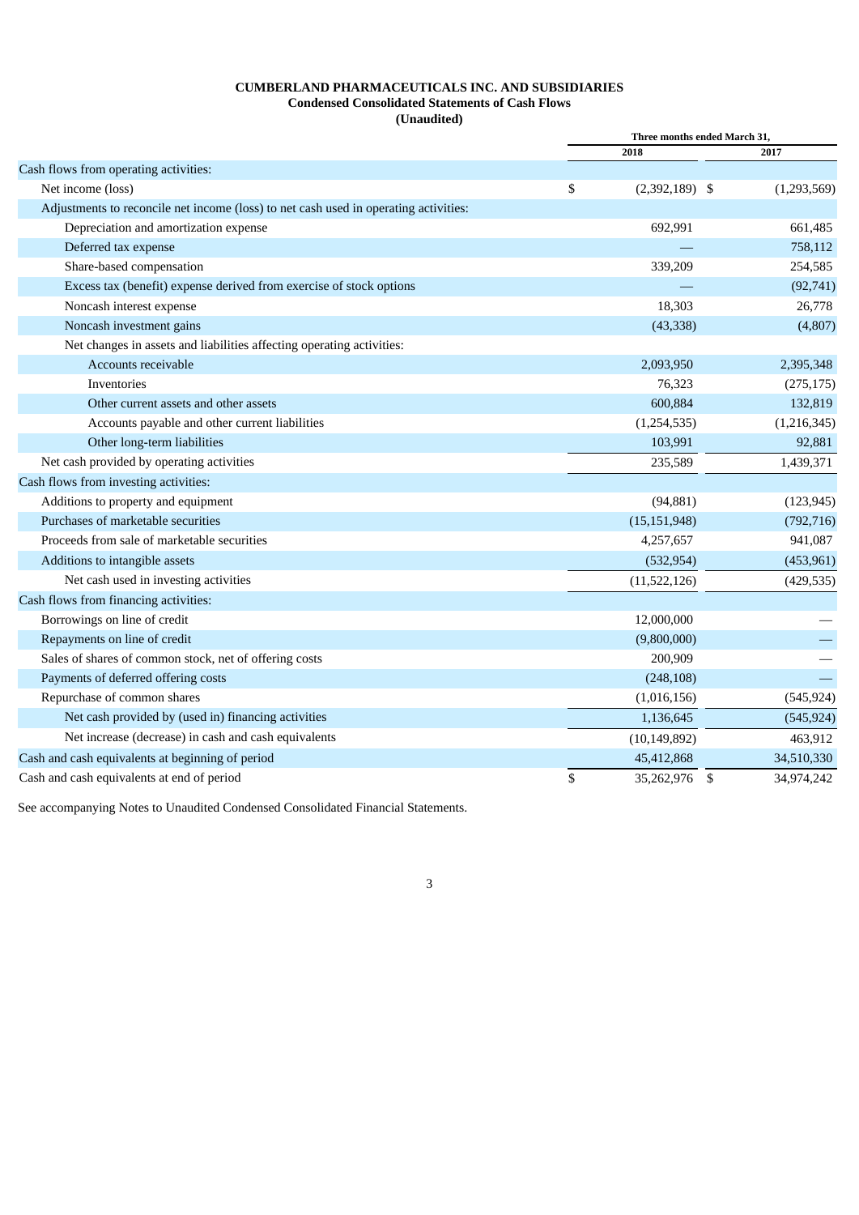**CUMBERLAND PHARMACEUTICALS INC. AND SUBSIDIARIES**
**Condensed Consolidated Statements of Cash Flows**
**(Unaudited)**

| | Three months ended March 31, | |
|---|---|---|
| | 2018 | 2017 |
| Cash flows from operating activities: | | |
| Net income (loss) | $ (2,392,189) | $ (1,293,569) |
| Adjustments to reconcile net income (loss) to net cash used in operating activities: | | |
| Depreciation and amortization expense | 692,991 | 661,485 |
| Deferred tax expense | — | 758,112 |
| Share-based compensation | 339,209 | 254,585 |
| Excess tax (benefit) expense derived from exercise of stock options | — | (92,741) |
| Noncash interest expense | 18,303 | 26,778 |
| Noncash investment gains | (43,338) | (4,807) |
| Net changes in assets and liabilities affecting operating activities: | | |
| Accounts receivable | 2,093,950 | 2,395,348 |
| Inventories | 76,323 | (275,175) |
| Other current assets and other assets | 600,884 | 132,819 |
| Accounts payable and other current liabilities | (1,254,535) | (1,216,345) |
| Other long-term liabilities | 103,991 | 92,881 |
| Net cash provided by operating activities | 235,589 | 1,439,371 |
| Cash flows from investing activities: | | |
| Additions to property and equipment | (94,881) | (123,945) |
| Purchases of marketable securities | (15,151,948) | (792,716) |
| Proceeds from sale of marketable securities | 4,257,657 | 941,087 |
| Additions to intangible assets | (532,954) | (453,961) |
| Net cash used in investing activities | (11,522,126) | (429,535) |
| Cash flows from financing activities: | | |
| Borrowings on line of credit | 12,000,000 | — |
| Repayments on line of credit | (9,800,000) | — |
| Sales of shares of common stock, net of offering costs | 200,909 | — |
| Payments of deferred offering costs | (248,108) | — |
| Repurchase of common shares | (1,016,156) | (545,924) |
| Net cash provided by (used in) financing activities | 1,136,645 | (545,924) |
| Net increase (decrease) in cash and cash equivalents | (10,149,892) | 463,912 |
| Cash and cash equivalents at beginning of period | 45,412,868 | 34,510,330 |
| Cash and cash equivalents at end of period | $ 35,262,976 | $ 34,974,242 |

See accompanying Notes to Unaudited Condensed Consolidated Financial Statements.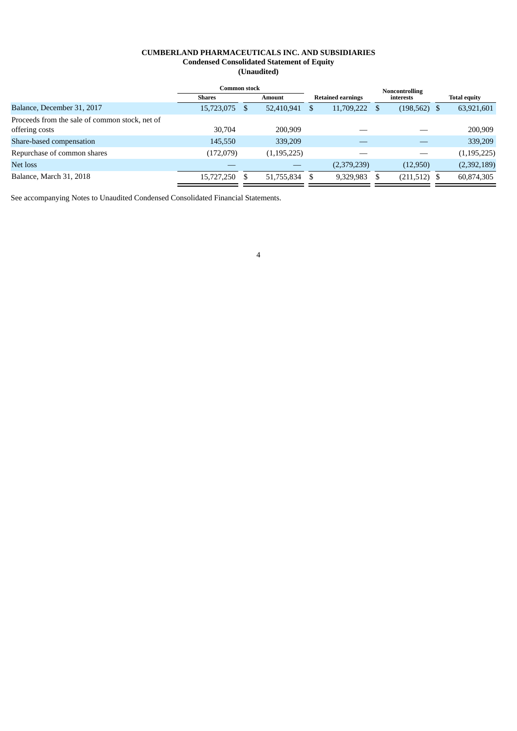**CUMBERLAND PHARMACEUTICALS INC. AND SUBSIDIARIES**
**Condensed Consolidated Statement of Equity**
**(Unaudited)**

| | Common stock | | Retained earnings | Noncontrolling interests | Total equity |
|---|---|---|---|---|---|
| | Shares | Amount | | | |
| Balance, December 31, 2017 | 15,723,075 | $ 52,410,941 | $ 11,709,222 | $ (198,562) | $ 63,921,601 |
| Proceeds from the sale of common stock, net of offering costs | 30,704 | 200,909 | — | — | 200,909 |
| Share-based compensation | 145,550 | 339,209 | — | — | 339,209 |
| Repurchase of common shares | (172,079) | (1,195,225) | — | — | (1,195,225) |
| Net loss | — | — | (2,379,239) | (12,950) | (2,392,189) |
| Balance, March 31, 2018 | 15,727,250 | $ 51,755,834 | $ 9,329,983 | $ (211,512) | $ 60,874,305 |

See accompanying Notes to Unaudited Condensed Consolidated Financial Statements.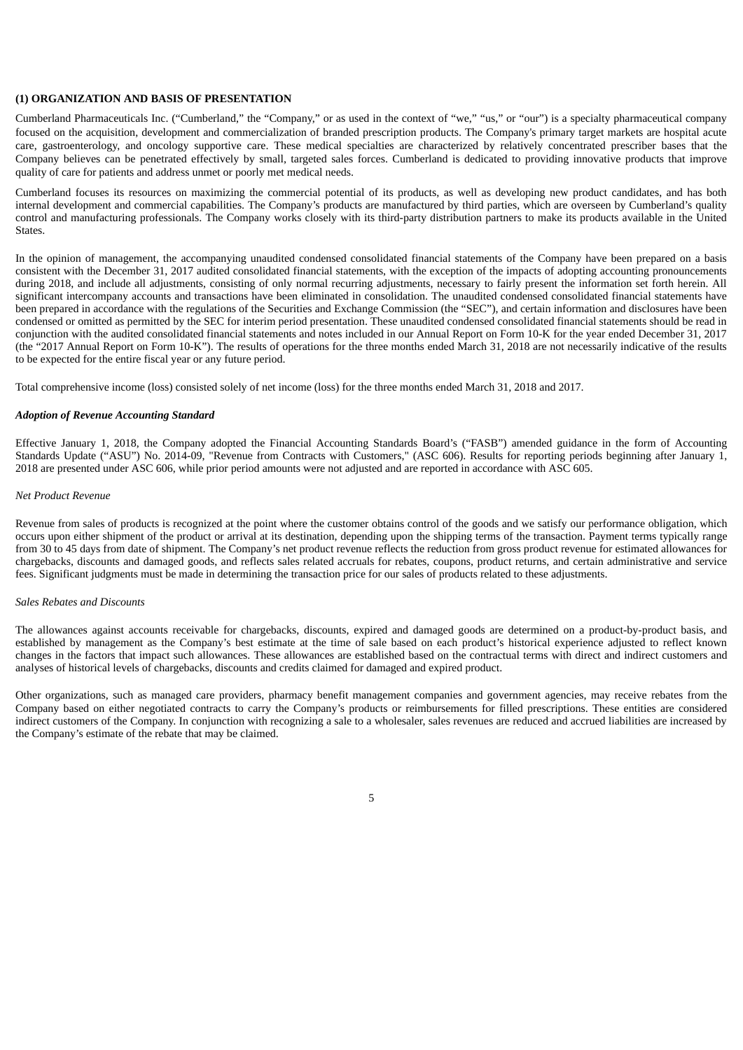**(1) ORGANIZATION AND BASIS OF PRESENTATION**

Cumberland Pharmaceuticals Inc. ("Cumberland," the "Company," or as used in the context of "we," "us," or "our") is a specialty pharmaceutical company focused on the acquisition, development and commercialization of branded prescription products. The Company's primary target markets are hospital acute care, gastroenterology, and oncology supportive care. These medical specialties are characterized by relatively concentrated prescriber bases that the Company believes can be penetrated effectively by small, targeted sales forces. Cumberland is dedicated to providing innovative products that improve quality of care for patients and address unmet or poorly met medical needs.

Cumberland focuses its resources on maximizing the commercial potential of its products, as well as developing new product candidates, and has both internal development and commercial capabilities. The Company's products are manufactured by third parties, which are overseen by Cumberland's quality control and manufacturing professionals. The Company works closely with its third-party distribution partners to make its products available in the United States.

In the opinion of management, the accompanying unaudited condensed consolidated financial statements of the Company have been prepared on a basis consistent with the December 31, 2017 audited consolidated financial statements, with the exception of the impacts of adopting accounting pronouncements during 2018, and include all adjustments, consisting of only normal recurring adjustments, necessary to fairly present the information set forth herein. All significant intercompany accounts and transactions have been eliminated in consolidation. The unaudited condensed consolidated financial statements have been prepared in accordance with the regulations of the Securities and Exchange Commission (the "SEC"), and certain information and disclosures have been condensed or omitted as permitted by the SEC for interim period presentation. These unaudited condensed consolidated financial statements should be read in conjunction with the audited consolidated financial statements and notes included in our Annual Report on Form 10-K for the year ended December 31, 2017 (the "2017 Annual Report on Form 10-K"). The results of operations for the three months ended March 31, 2018 are not necessarily indicative of the results to be expected for the entire fiscal year or any future period.

Total comprehensive income (loss) consisted solely of net income (loss) for the three months ended March 31, 2018 and 2017.

***Adoption of Revenue Accounting Standard***

Effective January 1, 2018, the Company adopted the Financial Accounting Standards Board's ("FASB") amended guidance in the form of Accounting Standards Update ("ASU") No. 2014-09, "Revenue from Contracts with Customers," (ASC 606). Results for reporting periods beginning after January 1, 2018 are presented under ASC 606, while prior period amounts were not adjusted and are reported in accordance with ASC 605.

*Net Product Revenue*

Revenue from sales of products is recognized at the point where the customer obtains control of the goods and we satisfy our performance obligation, which occurs upon either shipment of the product or arrival at its destination, depending upon the shipping terms of the transaction. Payment terms typically range from 30 to 45 days from date of shipment. The Company's net product revenue reflects the reduction from gross product revenue for estimated allowances for chargebacks, discounts and damaged goods, and reflects sales related accruals for rebates, coupons, product returns, and certain administrative and service fees. Significant judgments must be made in determining the transaction price for our sales of products related to these adjustments.

*Sales Rebates and Discounts*

The allowances against accounts receivable for chargebacks, discounts, expired and damaged goods are determined on a product-by-product basis, and established by management as the Company's best estimate at the time of sale based on each product's historical experience adjusted to reflect known changes in the factors that impact such allowances. These allowances are established based on the contractual terms with direct and indirect customers and analyses of historical levels of chargebacks, discounts and credits claimed for damaged and expired product.

Other organizations, such as managed care providers, pharmacy benefit management companies and government agencies, may receive rebates from the Company based on either negotiated contracts to carry the Company's products or reimbursements for filled prescriptions. These entities are considered indirect customers of the Company. In conjunction with recognizing a sale to a wholesaler, sales revenues are reduced and accrued liabilities are increased by the Company's estimate of the rebate that may be claimed.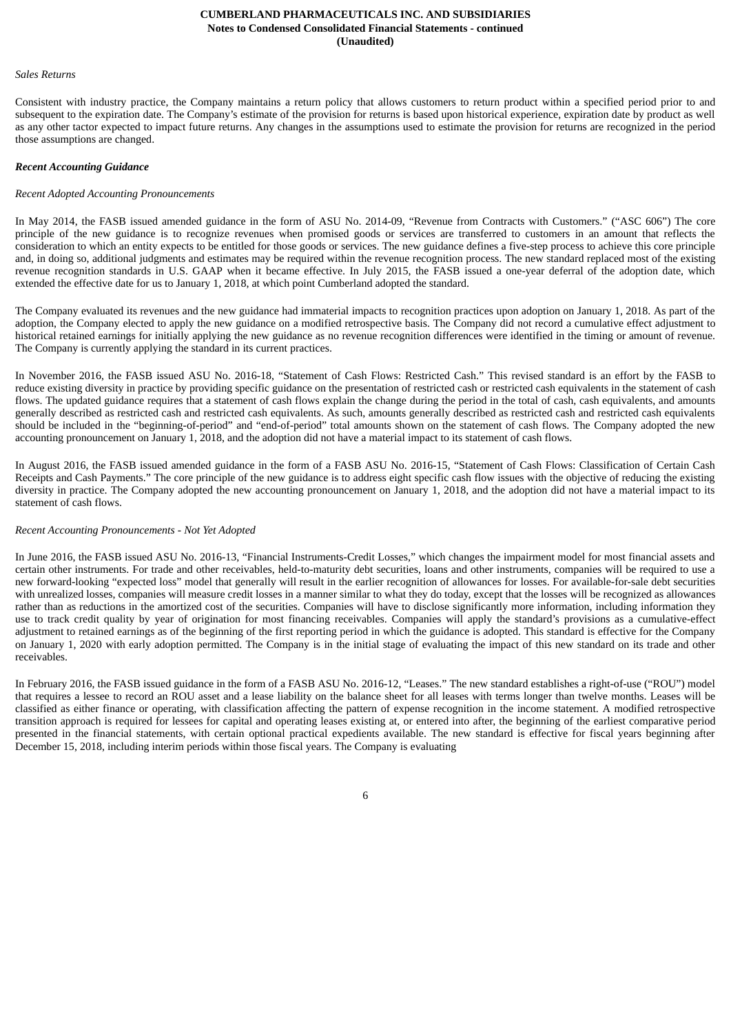*Sales Returns*

Consistent with industry practice, the Company maintains a return policy that allows customers to return product within a specified period prior to and subsequent to the expiration date. The Company's estimate of the provision for returns is based upon historical experience, expiration date by product as well as any other tactor expected to impact future returns. Any changes in the assumptions used to estimate the provision for returns are recognized in the period those assumptions are changed.

***Recent Accounting Guidance***

*Recent Adopted Accounting Pronouncements*

In May 2014, the FASB issued amended guidance in the form of ASU No. 2014-09, "Revenue from Contracts with Customers." ("ASC 606") The core principle of the new guidance is to recognize revenues when promised goods or services are transferred to customers in an amount that reflects the consideration to which an entity expects to be entitled for those goods or services. The new guidance defines a five-step process to achieve this core principle and, in doing so, additional judgments and estimates may be required within the revenue recognition process. The new standard replaced most of the existing revenue recognition standards in U.S. GAAP when it became effective. In July 2015, the FASB issued a one-year deferral of the adoption date, which extended the effective date for us to January 1, 2018, at which point Cumberland adopted the standard.

The Company evaluated its revenues and the new guidance had immaterial impacts to recognition practices upon adoption on January 1, 2018. As part of the adoption, the Company elected to apply the new guidance on a modified retrospective basis. The Company did not record a cumulative effect adjustment to historical retained earnings for initially applying the new guidance as no revenue recognition differences were identified in the timing or amount of revenue. The Company is currently applying the standard in its current practices.

In November 2016, the FASB issued ASU No. 2016-18, "Statement of Cash Flows: Restricted Cash." This revised standard is an effort by the FASB to reduce existing diversity in practice by providing specific guidance on the presentation of restricted cash or restricted cash equivalents in the statement of cash flows. The updated guidance requires that a statement of cash flows explain the change during the period in the total of cash, cash equivalents, and amounts generally described as restricted cash and restricted cash equivalents. As such, amounts generally described as restricted cash and restricted cash equivalents should be included in the "beginning-of-period" and "end-of-period" total amounts shown on the statement of cash flows. The Company adopted the new accounting pronouncement on January 1, 2018, and the adoption did not have a material impact to its statement of cash flows.

In August 2016, the FASB issued amended guidance in the form of a FASB ASU No. 2016-15, "Statement of Cash Flows: Classification of Certain Cash Receipts and Cash Payments." The core principle of the new guidance is to address eight specific cash flow issues with the objective of reducing the existing diversity in practice. The Company adopted the new accounting pronouncement on January 1, 2018, and the adoption did not have a material impact to its statement of cash flows.

*Recent Accounting Pronouncements - Not Yet Adopted*

In June 2016, the FASB issued ASU No. 2016-13, "Financial Instruments-Credit Losses," which changes the impairment model for most financial assets and certain other instruments. For trade and other receivables, held-to-maturity debt securities, loans and other instruments, companies will be required to use a new forward-looking "expected loss" model that generally will result in the earlier recognition of allowances for losses. For available-for-sale debt securities with unrealized losses, companies will measure credit losses in a manner similar to what they do today, except that the losses will be recognized as allowances rather than as reductions in the amortized cost of the securities. Companies will have to disclose significantly more information, including information they use to track credit quality by year of origination for most financing receivables. Companies will apply the standard's provisions as a cumulative-effect adjustment to retained earnings as of the beginning of the first reporting period in which the guidance is adopted. This standard is effective for the Company on January 1, 2020 with early adoption permitted. The Company is in the initial stage of evaluating the impact of this new standard on its trade and other receivables.

In February 2016, the FASB issued guidance in the form of a FASB ASU No. 2016-12, "Leases." The new standard establishes a right-of-use ("ROU") model that requires a lessee to record an ROU asset and a lease liability on the balance sheet for all leases with terms longer than twelve months. Leases will be classified as either finance or operating, with classification affecting the pattern of expense recognition in the income statement. A modified retrospective transition approach is required for lessees for capital and operating leases existing at, or entered into after, the beginning of the earliest comparative period presented in the financial statements, with certain optional practical expedients available. The new standard is effective for fiscal years beginning after December 15, 2018, including interim periods within those fiscal years. The Company is evaluating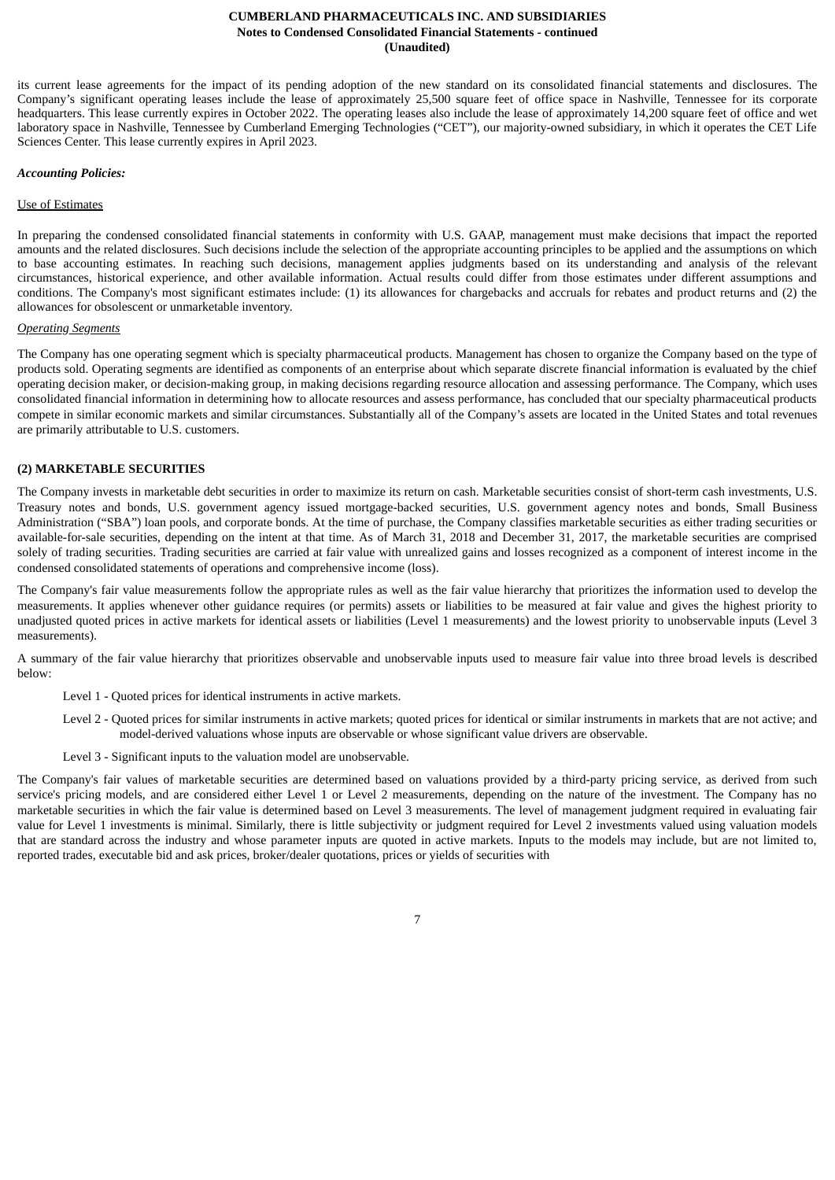its current lease agreements for the impact of its pending adoption of the new standard on its consolidated financial statements and disclosures. The Company's significant operating leases include the lease of approximately 25,500 square feet of office space in Nashville, Tennessee for its corporate headquarters. This lease currently expires in October 2022. The operating leases also include the lease of approximately 14,200 square feet of office and wet laboratory space in Nashville, Tennessee by Cumberland Emerging Technologies ("CET"), our majority-owned subsidiary, in which it operates the CET Life Sciences Center. This lease currently expires in April 2023.

***Accounting Policies:***

Use of Estimates

In preparing the condensed consolidated financial statements in conformity with U.S. GAAP, management must make decisions that impact the reported amounts and the related disclosures. Such decisions include the selection of the appropriate accounting principles to be applied and the assumptions on which to base accounting estimates. In reaching such decisions, management applies judgments based on its understanding and analysis of the relevant circumstances, historical experience, and other available information. Actual results could differ from those estimates under different assumptions and conditions. The Company's most significant estimates include: (1) its allowances for chargebacks and accruals for rebates and product returns and (2) the allowances for obsolescent or unmarketable inventory.

*Operating Segments*

The Company has one operating segment which is specialty pharmaceutical products. Management has chosen to organize the Company based on the type of products sold. Operating segments are identified as components of an enterprise about which separate discrete financial information is evaluated by the chief operating decision maker, or decision-making group, in making decisions regarding resource allocation and assessing performance. The Company, which uses consolidated financial information in determining how to allocate resources and assess performance, has concluded that our specialty pharmaceutical products compete in similar economic markets and similar circumstances. Substantially all of the Company's assets are located in the United States and total revenues are primarily attributable to U.S. customers.

**(2) MARKETABLE SECURITIES**

The Company invests in marketable debt securities in order to maximize its return on cash. Marketable securities consist of short-term cash investments, U.S. Treasury notes and bonds, U.S. government agency issued mortgage-backed securities, U.S. government agency notes and bonds, Small Business Administration ("SBA") loan pools, and corporate bonds. At the time of purchase, the Company classifies marketable securities as either trading securities or available-for-sale securities, depending on the intent at that time. As of March 31, 2018 and December 31, 2017, the marketable securities are comprised solely of trading securities. Trading securities are carried at fair value with unrealized gains and losses recognized as a component of interest income in the condensed consolidated statements of operations and comprehensive income (loss).

The Company's fair value measurements follow the appropriate rules as well as the fair value hierarchy that prioritizes the information used to develop the measurements. It applies whenever other guidance requires (or permits) assets or liabilities to be measured at fair value and gives the highest priority to unadjusted quoted prices in active markets for identical assets or liabilities (Level 1 measurements) and the lowest priority to unobservable inputs (Level 3 measurements).

A summary of the fair value hierarchy that prioritizes observable and unobservable inputs used to measure fair value into three broad levels is described below:

Level 1 - Quoted prices for identical instruments in active markets.

Level 2 - Quoted prices for similar instruments in active markets; quoted prices for identical or similar instruments in markets that are not active; and model-derived valuations whose inputs are observable or whose significant value drivers are observable.

Level 3 - Significant inputs to the valuation model are unobservable.

The Company's fair values of marketable securities are determined based on valuations provided by a third-party pricing service, as derived from such service's pricing models, and are considered either Level 1 or Level 2 measurements, depending on the nature of the investment. The Company has no marketable securities in which the fair value is determined based on Level 3 measurements. The level of management judgment required in evaluating fair value for Level 1 investments is minimal. Similarly, there is little subjectivity or judgment required for Level 2 investments valued using valuation models that are standard across the industry and whose parameter inputs are quoted in active markets. Inputs to the models may include, but are not limited to, reported trades, executable bid and ask prices, broker/dealer quotations, prices or yields of securities with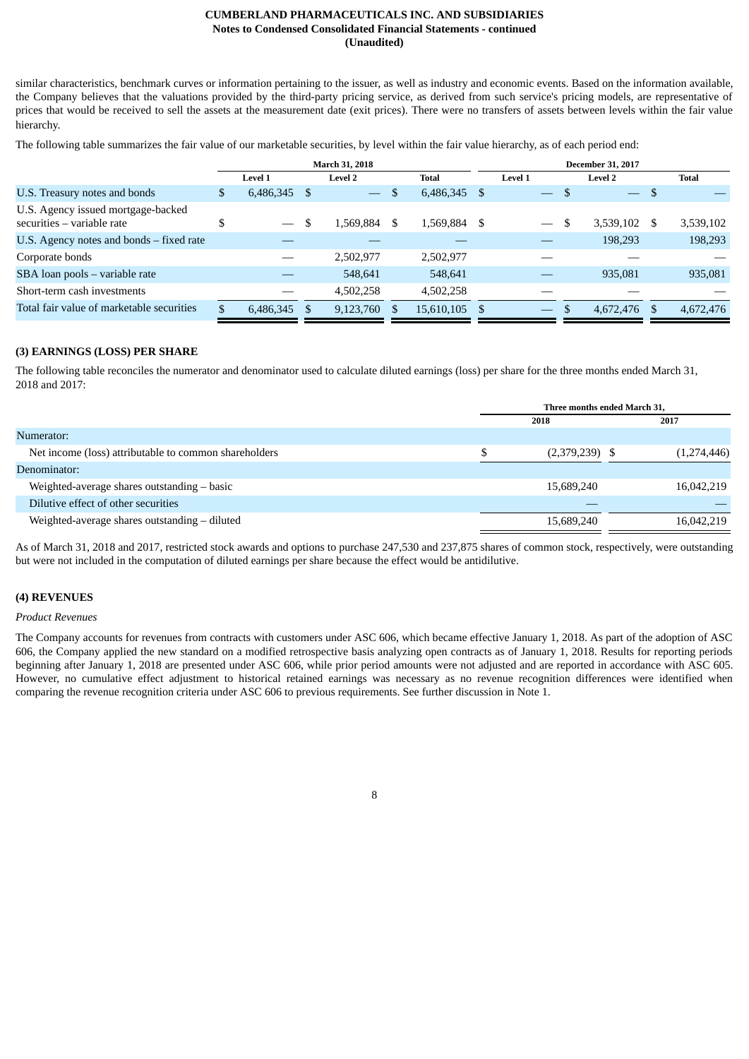similar characteristics, benchmark curves or information pertaining to the issuer, as well as industry and economic events. Based on the information available, the Company believes that the valuations provided by the third-party pricing service, as derived from such service's pricing models, are representative of prices that would be received to sell the assets at the measurement date (exit prices). There were no transfers of assets between levels within the fair value hierarchy.

The following table summarizes the fair value of our marketable securities, by level within the fair value hierarchy, as of each period end:

| | March 31, 2018 | | | December 31, 2017 | | |
|---|---|---|---|---|---|---|
| | Level 1 | Level 2 | Total | Level 1 | Level 2 | Total |
| U.S. Treasury notes and bonds | $ 6,486,345 | $ — | $ 6,486,345 | $ — | $ — | $ — |
| U.S. Agency issued mortgage-backed securities – variable rate | $ — | $ 1,569,884 | $ 1,569,884 | $ — | $ 3,539,102 | $ 3,539,102 |
| U.S. Agency notes and bonds – fixed rate | — | — | — | — | 198,293 | 198,293 |
| Corporate bonds | — | 2,502,977 | 2,502,977 | — | — | — |
| SBA loan pools – variable rate | — | 548,641 | 548,641 | — | 935,081 | 935,081 |
| Short-term cash investments | — | 4,502,258 | 4,502,258 | — | — | — |
| Total fair value of marketable securities | $ 6,486,345 | $ 9,123,760 | $ 15,610,105 | $ — | $ 4,672,476 | $ 4,672,476 |

## (3) EARNINGS (LOSS) PER SHARE

The following table reconciles the numerator and denominator used to calculate diluted earnings (loss) per share for the three months ended March 31, 2018 and 2017:

| | Three months ended March 31, | |
|---|---|---|
| | 2018 | 2017 |
| Numerator: | | |
| Net income (loss) attributable to common shareholders | $ (2,379,239) | $ (1,274,446) |
| Denominator: | | |
| Weighted-average shares outstanding – basic | 15,689,240 | 16,042,219 |
| Dilutive effect of other securities | — | — |
| Weighted-average shares outstanding – diluted | 15,689,240 | 16,042,219 |

As of March 31, 2018 and 2017, restricted stock awards and options to purchase 247,530 and 237,875 shares of common stock, respectively, were outstanding but were not included in the computation of diluted earnings per share because the effect would be antidilutive.

## (4) REVENUES

*Product Revenues*

The Company accounts for revenues from contracts with customers under ASC 606, which became effective January 1, 2018. As part of the adoption of ASC 606, the Company applied the new standard on a modified retrospective basis analyzing open contracts as of January 1, 2018. Results for reporting periods beginning after January 1, 2018 are presented under ASC 606, while prior period amounts were not adjusted and are reported in accordance with ASC 605. However, no cumulative effect adjustment to historical retained earnings was necessary as no revenue recognition differences were identified when comparing the revenue recognition criteria under ASC 606 to previous requirements. See further discussion in Note 1.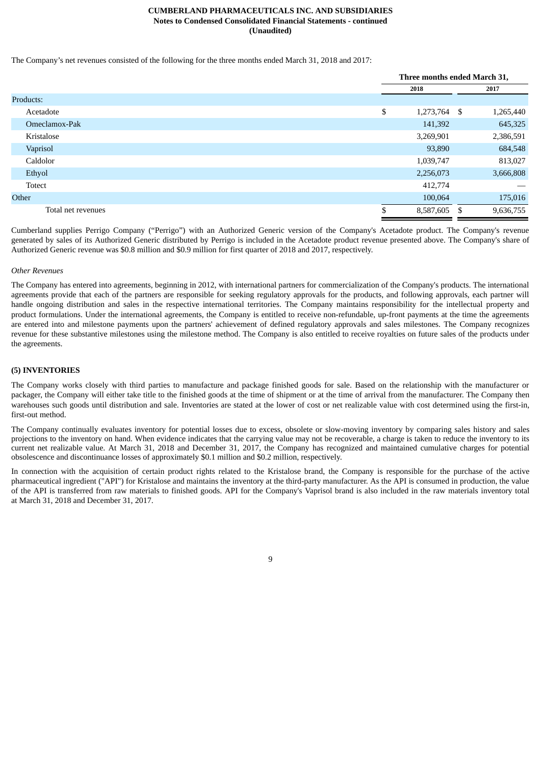The Company's net revenues consisted of the following for the three months ended March 31, 2018 and 2017:

| | Three months ended March 31, | |
|---|---|---|
| | 2018 | 2017 |
| Products: | | |
| Acetadote | $ 1,273,764 | $ 1,265,440 |
| Omeclamox-Pak | 141,392 | 645,325 |
| Kristalose | 3,269,901 | 2,386,591 |
| Vaprisol | 93,890 | 684,548 |
| Caldolor | 1,039,747 | 813,027 |
| Ethyol | 2,256,073 | 3,666,808 |
| Totect | 412,774 | — |
| Other | 100,064 | 175,016 |
| Total net revenues | $ 8,587,605 | $ 9,636,755 |

Cumberland supplies Perrigo Company ("Perrigo") with an Authorized Generic version of the Company's Acetadote product. The Company's revenue generated by sales of its Authorized Generic distributed by Perrigo is included in the Acetadote product revenue presented above. The Company's share of Authorized Generic revenue was $0.8 million and $0.9 million for first quarter of 2018 and 2017, respectively.

*Other Revenues*

The Company has entered into agreements, beginning in 2012, with international partners for commercialization of the Company's products. The international agreements provide that each of the partners are responsible for seeking regulatory approvals for the products, and following approvals, each partner will handle ongoing distribution and sales in the respective international territories. The Company maintains responsibility for the intellectual property and product formulations. Under the international agreements, the Company is entitled to receive non-refundable, up-front payments at the time the agreements are entered into and milestone payments upon the partners' achievement of defined regulatory approvals and sales milestones. The Company recognizes revenue for these substantive milestones using the milestone method. The Company is also entitled to receive royalties on future sales of the products under the agreements.

## (5) INVENTORIES

The Company works closely with third parties to manufacture and package finished goods for sale. Based on the relationship with the manufacturer or packager, the Company will either take title to the finished goods at the time of shipment or at the time of arrival from the manufacturer. The Company then warehouses such goods until distribution and sale. Inventories are stated at the lower of cost or net realizable value with cost determined using the first-in, first-out method.

The Company continually evaluates inventory for potential losses due to excess, obsolete or slow-moving inventory by comparing sales history and sales projections to the inventory on hand. When evidence indicates that the carrying value may not be recoverable, a charge is taken to reduce the inventory to its current net realizable value. At March 31, 2018 and December 31, 2017, the Company has recognized and maintained cumulative charges for potential obsolescence and discontinuance losses of approximately $0.1 million and $0.2 million, respectively.

In connection with the acquisition of certain product rights related to the Kristalose brand, the Company is responsible for the purchase of the active pharmaceutical ingredient ("API") for Kristalose and maintains the inventory at the third-party manufacturer. As the API is consumed in production, the value of the API is transferred from raw materials to finished goods. API for the Company's Vaprisol brand is also included in the raw materials inventory total at March 31, 2018 and December 31, 2017.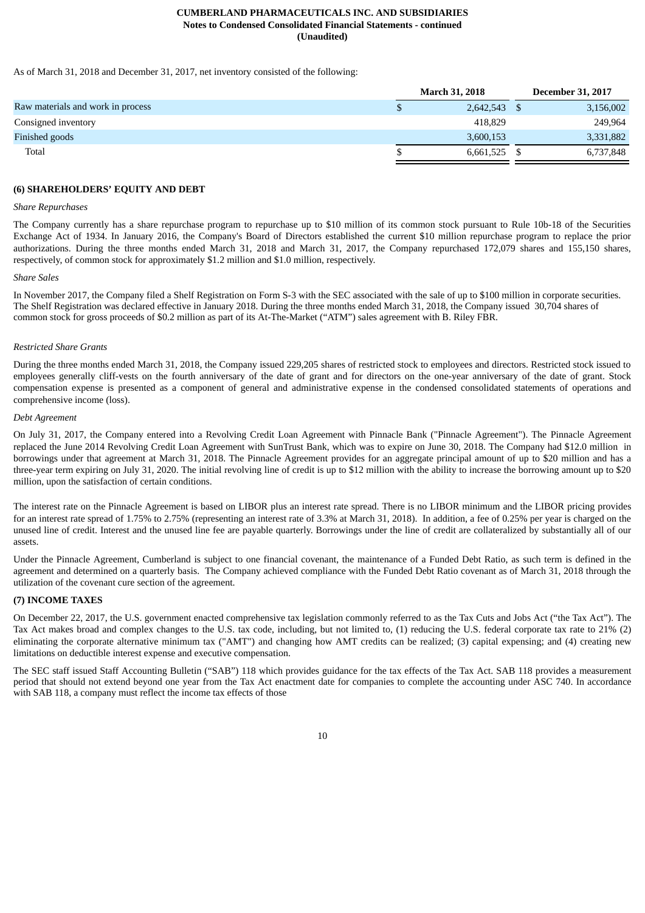As of March 31, 2018 and December 31, 2017, net inventory consisted of the following:

| | March 31, 2018 | December 31, 2017 |
|---|---|---|
| Raw materials and work in process | $ 2,642,543 | $ 3,156,002 |
| Consigned inventory | 418,829 | 249,964 |
| Finished goods | 3,600,153 | 3,331,882 |
| Total | $ 6,661,525 | $ 6,737,848 |

**(6) SHAREHOLDERS' EQUITY AND DEBT**

*Share Repurchases*

The Company currently has a share repurchase program to repurchase up to $10 million of its common stock pursuant to Rule 10b-18 of the Securities Exchange Act of 1934. In January 2016, the Company's Board of Directors established the current $10 million repurchase program to replace the prior authorizations. During the three months ended March 31, 2018 and March 31, 2017, the Company repurchased 172,079 shares and 155,150 shares, respectively, of common stock for approximately $1.2 million and $1.0 million, respectively.

*Share Sales*

In November 2017, the Company filed a Shelf Registration on Form S-3 with the SEC associated with the sale of up to $100 million in corporate securities. The Shelf Registration was declared effective in January 2018. During the three months ended March 31, 2018, the Company issued 30,704 shares of common stock for gross proceeds of $0.2 million as part of its At-The-Market ("ATM") sales agreement with B. Riley FBR.

*Restricted Share Grants*

During the three months ended March 31, 2018, the Company issued 229,205 shares of restricted stock to employees and directors. Restricted stock issued to employees generally cliff-vests on the fourth anniversary of the date of grant and for directors on the one-year anniversary of the date of grant. Stock compensation expense is presented as a component of general and administrative expense in the condensed consolidated statements of operations and comprehensive income (loss).

*Debt Agreement*

On July 31, 2017, the Company entered into a Revolving Credit Loan Agreement with Pinnacle Bank ("Pinnacle Agreement"). The Pinnacle Agreement replaced the June 2014 Revolving Credit Loan Agreement with SunTrust Bank, which was to expire on June 30, 2018. The Company had $12.0 million in borrowings under that agreement at March 31, 2018. The Pinnacle Agreement provides for an aggregate principal amount of up to $20 million and has a three-year term expiring on July 31, 2020. The initial revolving line of credit is up to $12 million with the ability to increase the borrowing amount up to $20 million, upon the satisfaction of certain conditions.

The interest rate on the Pinnacle Agreement is based on LIBOR plus an interest rate spread. There is no LIBOR minimum and the LIBOR pricing provides for an interest rate spread of 1.75% to 2.75% (representing an interest rate of 3.3% at March 31, 2018). In addition, a fee of 0.25% per year is charged on the unused line of credit. Interest and the unused line fee are payable quarterly. Borrowings under the line of credit are collateralized by substantially all of our assets.

Under the Pinnacle Agreement, Cumberland is subject to one financial covenant, the maintenance of a Funded Debt Ratio, as such term is defined in the agreement and determined on a quarterly basis. The Company achieved compliance with the Funded Debt Ratio covenant as of March 31, 2018 through the utilization of the covenant cure section of the agreement.

**(7) INCOME TAXES**

On December 22, 2017, the U.S. government enacted comprehensive tax legislation commonly referred to as the Tax Cuts and Jobs Act ("the Tax Act"). The Tax Act makes broad and complex changes to the U.S. tax code, including, but not limited to, (1) reducing the U.S. federal corporate tax rate to 21% (2) eliminating the corporate alternative minimum tax ("AMT") and changing how AMT credits can be realized; (3) capital expensing; and (4) creating new limitations on deductible interest expense and executive compensation.

The SEC staff issued Staff Accounting Bulletin ("SAB") 118 which provides guidance for the tax effects of the Tax Act. SAB 118 provides a measurement period that should not extend beyond one year from the Tax Act enactment date for companies to complete the accounting under ASC 740. In accordance with SAB 118, a company must reflect the income tax effects of those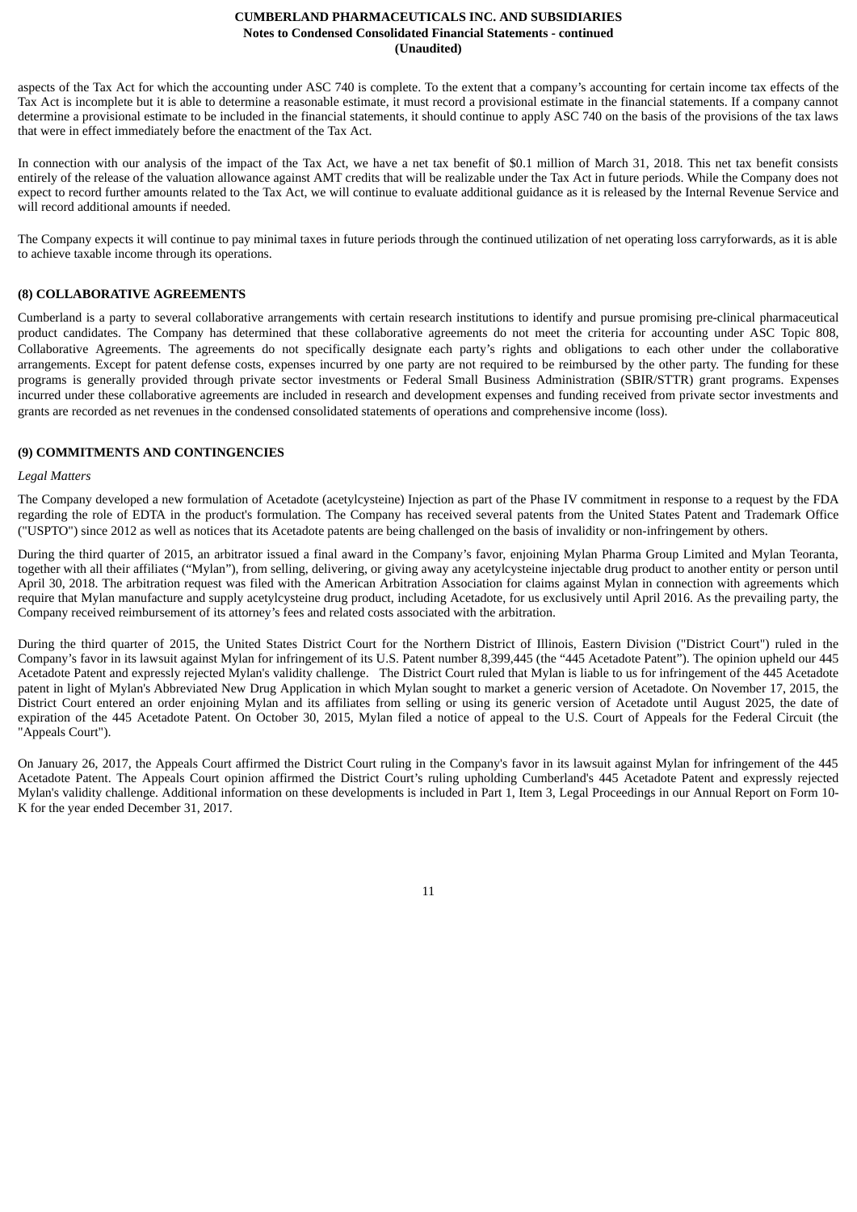aspects of the Tax Act for which the accounting under ASC 740 is complete. To the extent that a company's accounting for certain income tax effects of the Tax Act is incomplete but it is able to determine a reasonable estimate, it must record a provisional estimate in the financial statements. If a company cannot determine a provisional estimate to be included in the financial statements, it should continue to apply ASC 740 on the basis of the provisions of the tax laws that were in effect immediately before the enactment of the Tax Act.

In connection with our analysis of the impact of the Tax Act, we have a net tax benefit of $0.1 million of March 31, 2018. This net tax benefit consists entirely of the release of the valuation allowance against AMT credits that will be realizable under the Tax Act in future periods. While the Company does not expect to record further amounts related to the Tax Act, we will continue to evaluate additional guidance as it is released by the Internal Revenue Service and will record additional amounts if needed.

The Company expects it will continue to pay minimal taxes in future periods through the continued utilization of net operating loss carryforwards, as it is able to achieve taxable income through its operations.

## (8) COLLABORATIVE AGREEMENTS

Cumberland is a party to several collaborative arrangements with certain research institutions to identify and pursue promising pre-clinical pharmaceutical product candidates. The Company has determined that these collaborative agreements do not meet the criteria for accounting under ASC Topic 808, Collaborative Agreements. The agreements do not specifically designate each party's rights and obligations to each other under the collaborative arrangements. Except for patent defense costs, expenses incurred by one party are not required to be reimbursed by the other party. The funding for these programs is generally provided through private sector investments or Federal Small Business Administration (SBIR/STTR) grant programs. Expenses incurred under these collaborative agreements are included in research and development expenses and funding received from private sector investments and grants are recorded as net revenues in the condensed consolidated statements of operations and comprehensive income (loss).

## (9) COMMITMENTS AND CONTINGENCIES

*Legal Matters*

The Company developed a new formulation of Acetadote (acetylcysteine) Injection as part of the Phase IV commitment in response to a request by the FDA regarding the role of EDTA in the product's formulation. The Company has received several patents from the United States Patent and Trademark Office ("USPTO") since 2012 as well as notices that its Acetadote patents are being challenged on the basis of invalidity or non-infringement by others.

During the third quarter of 2015, an arbitrator issued a final award in the Company's favor, enjoining Mylan Pharma Group Limited and Mylan Teoranta, together with all their affiliates ("Mylan"), from selling, delivering, or giving away any acetylcysteine injectable drug product to another entity or person until April 30, 2018. The arbitration request was filed with the American Arbitration Association for claims against Mylan in connection with agreements which require that Mylan manufacture and supply acetylcysteine drug product, including Acetadote, for us exclusively until April 2016. As the prevailing party, the Company received reimbursement of its attorney's fees and related costs associated with the arbitration.

During the third quarter of 2015, the United States District Court for the Northern District of Illinois, Eastern Division ("District Court") ruled in the Company's favor in its lawsuit against Mylan for infringement of its U.S. Patent number 8,399,445 (the "445 Acetadote Patent"). The opinion upheld our 445 Acetadote Patent and expressly rejected Mylan's validity challenge. The District Court ruled that Mylan is liable to us for infringement of the 445 Acetadote patent in light of Mylan's Abbreviated New Drug Application in which Mylan sought to market a generic version of Acetadote. On November 17, 2015, the District Court entered an order enjoining Mylan and its affiliates from selling or using its generic version of Acetadote until August 2025, the date of expiration of the 445 Acetadote Patent. On October 30, 2015, Mylan filed a notice of appeal to the U.S. Court of Appeals for the Federal Circuit (the "Appeals Court").

On January 26, 2017, the Appeals Court affirmed the District Court ruling in the Company's favor in its lawsuit against Mylan for infringement of the 445 Acetadote Patent. The Appeals Court opinion affirmed the District Court's ruling upholding Cumberland's 445 Acetadote Patent and expressly rejected Mylan's validity challenge. Additional information on these developments is included in Part 1, Item 3, Legal Proceedings in our Annual Report on Form 10-K for the year ended December 31, 2017.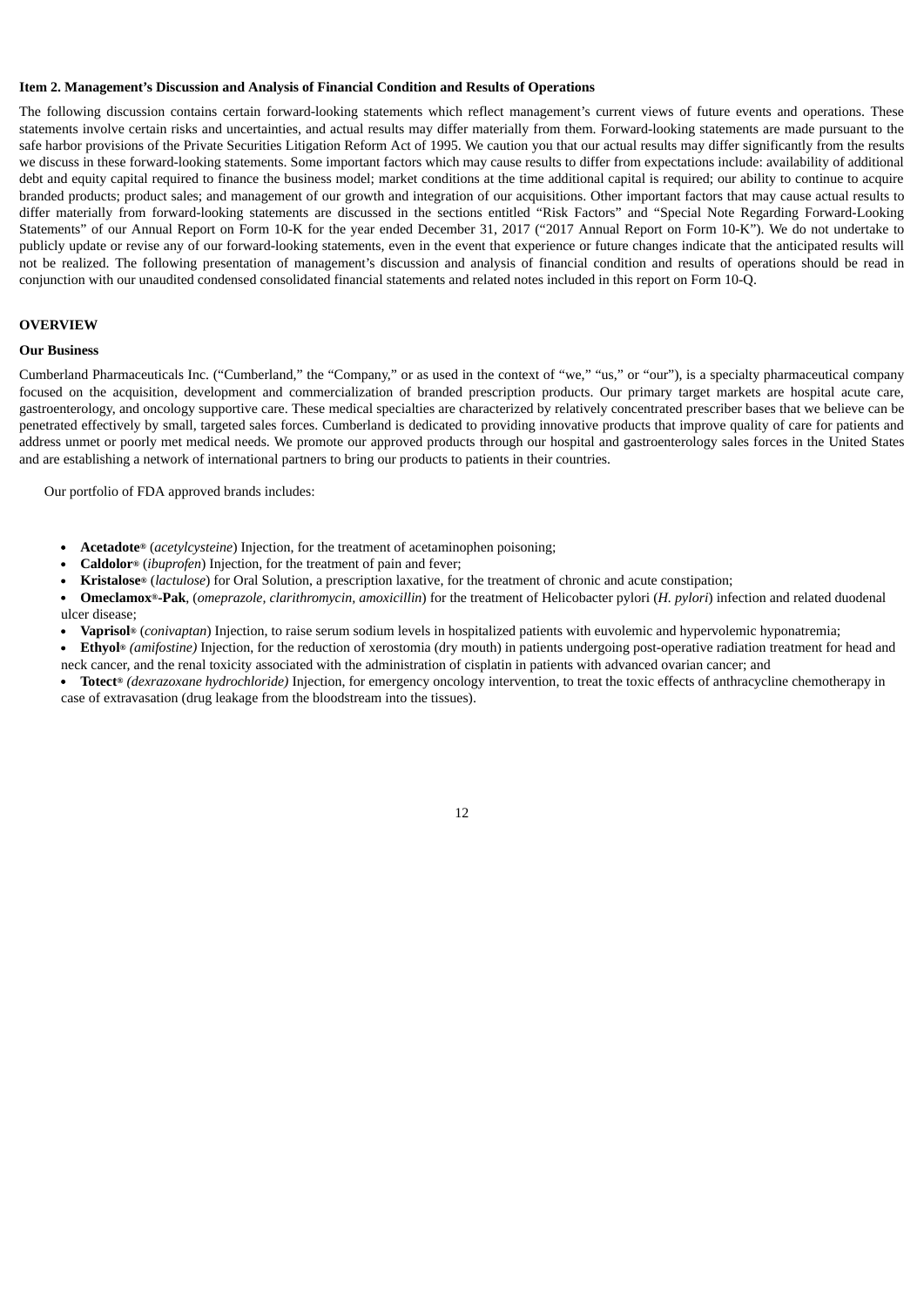**Item 2. Management's Discussion and Analysis of Financial Condition and Results of Operations**

The following discussion contains certain forward-looking statements which reflect management's current views of future events and operations. These statements involve certain risks and uncertainties, and actual results may differ materially from them. Forward-looking statements are made pursuant to the safe harbor provisions of the Private Securities Litigation Reform Act of 1995. We caution you that our actual results may differ significantly from the results we discuss in these forward-looking statements. Some important factors which may cause results to differ from expectations include: availability of additional debt and equity capital required to finance the business model; market conditions at the time additional capital is required; our ability to continue to acquire branded products; product sales; and management of our growth and integration of our acquisitions. Other important factors that may cause actual results to differ materially from forward-looking statements are discussed in the sections entitled "Risk Factors" and "Special Note Regarding Forward-Looking Statements" of our Annual Report on Form 10-K for the year ended December 31, 2017 ("2017 Annual Report on Form 10-K"). We do not undertake to publicly update or revise any of our forward-looking statements, even in the event that experience or future changes indicate that the anticipated results will not be realized. The following presentation of management's discussion and analysis of financial condition and results of operations should be read in conjunction with our unaudited condensed consolidated financial statements and related notes included in this report on Form 10-Q.

**OVERVIEW**

**Our Business**

Cumberland Pharmaceuticals Inc. ("Cumberland," the "Company," or as used in the context of "we," "us," or "our"), is a specialty pharmaceutical company focused on the acquisition, development and commercialization of branded prescription products. Our primary target markets are hospital acute care, gastroenterology, and oncology supportive care. These medical specialties are characterized by relatively concentrated prescriber bases that we believe can be penetrated effectively by small, targeted sales forces. Cumberland is dedicated to providing innovative products that improve quality of care for patients and address unmet or poorly met medical needs. We promote our approved products through our hospital and gastroenterology sales forces in the United States and are establishing a network of international partners to bring our products to patients in their countries.

Our portfolio of FDA approved brands includes:

- **Acetadote®** (*acetylcysteine*) Injection, for the treatment of acetaminophen poisoning;
- **Caldolor®** (*ibuprofen*) Injection, for the treatment of pain and fever;
- **Kristalose®** (*lactulose*) for Oral Solution, a prescription laxative, for the treatment of chronic and acute constipation;
- **Omeclamox®-Pak**, (*omeprazole, clarithromycin, amoxicillin*) for the treatment of Helicobacter pylori (*H. pylori*) infection and related duodenal ulcer disease;
- **Vaprisol®** (*conivaptan*) Injection, to raise serum sodium levels in hospitalized patients with euvolemic and hypervolemic hyponatremia;
- **Ethyol®** *(amifostine)* Injection, for the reduction of xerostomia (dry mouth) in patients undergoing post-operative radiation treatment for head and neck cancer, and the renal toxicity associated with the administration of cisplatin in patients with advanced ovarian cancer; and
- **Totect®** *(dexrazoxane hydrochloride)* Injection, for emergency oncology intervention, to treat the toxic effects of anthracycline chemotherapy in case of extravasation (drug leakage from the bloodstream into the tissues).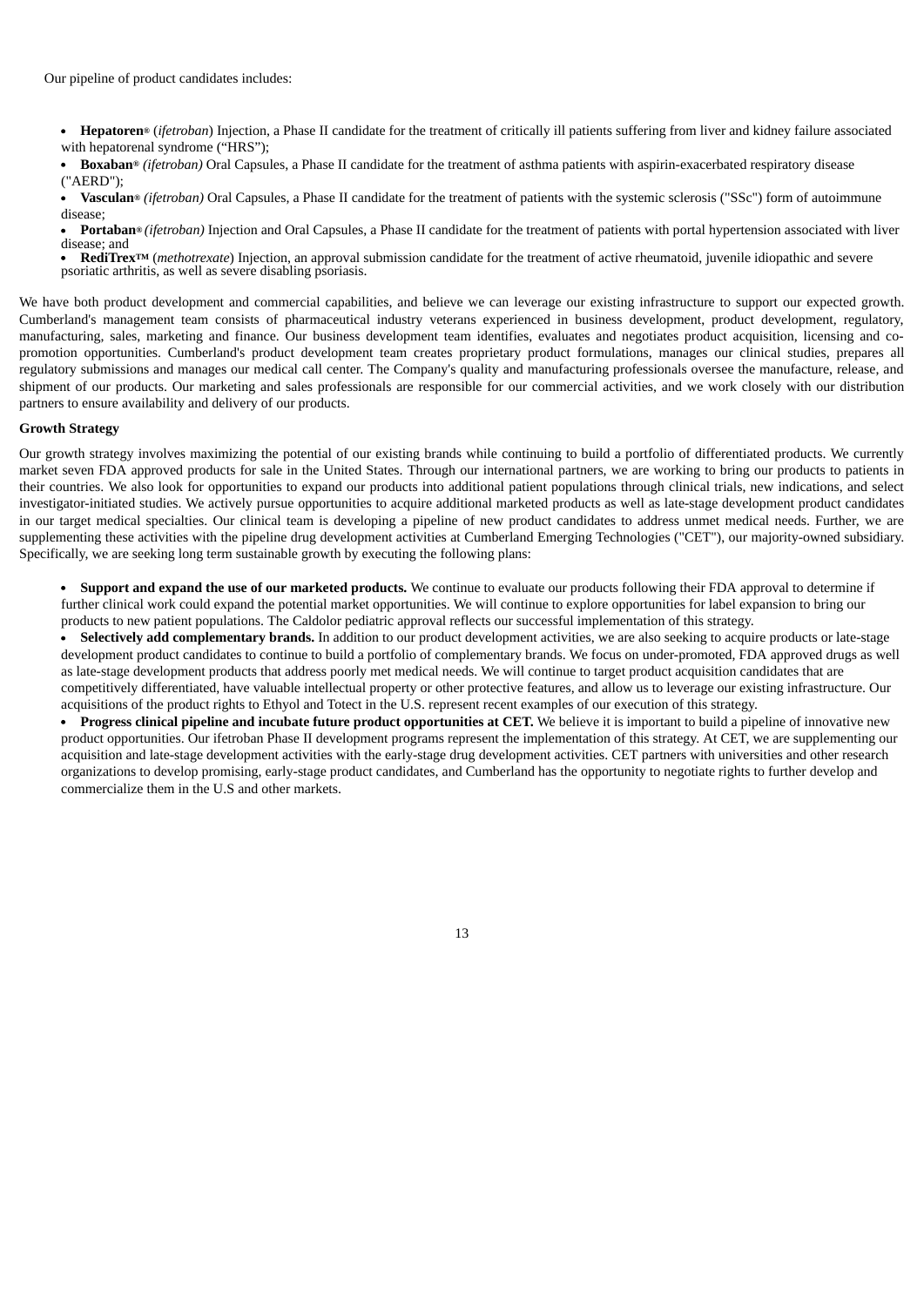Our pipeline of product candidates includes:

- **Hepatoren®** (*ifetroban*) Injection, a Phase II candidate for the treatment of critically ill patients suffering from liver and kidney failure associated with hepatorenal syndrome ("HRS");
- **Boxaban®** *(ifetroban)* Oral Capsules, a Phase II candidate for the treatment of asthma patients with aspirin-exacerbated respiratory disease ("AERD");
- **Vasculan®** *(ifetroban)* Oral Capsules, a Phase II candidate for the treatment of patients with the systemic sclerosis ("SSc") form of autoimmune disease;
- **Portaban®** *(ifetroban)* Injection and Oral Capsules, a Phase II candidate for the treatment of patients with portal hypertension associated with liver disease; and
- **RediTrex™** (*methotrexate*) Injection, an approval submission candidate for the treatment of active rheumatoid, juvenile idiopathic and severe psoriatic arthritis, as well as severe disabling psoriasis.

We have both product development and commercial capabilities, and believe we can leverage our existing infrastructure to support our expected growth. Cumberland's management team consists of pharmaceutical industry veterans experienced in business development, product development, regulatory, manufacturing, sales, marketing and finance. Our business development team identifies, evaluates and negotiates product acquisition, licensing and co-promotion opportunities. Cumberland's product development team creates proprietary product formulations, manages our clinical studies, prepares all regulatory submissions and manages our medical call center. The Company's quality and manufacturing professionals oversee the manufacture, release, and shipment of our products. Our marketing and sales professionals are responsible for our commercial activities, and we work closely with our distribution partners to ensure availability and delivery of our products.

**Growth Strategy**

Our growth strategy involves maximizing the potential of our existing brands while continuing to build a portfolio of differentiated products. We currently market seven FDA approved products for sale in the United States. Through our international partners, we are working to bring our products to patients in their countries. We also look for opportunities to expand our products into additional patient populations through clinical trials, new indications, and select investigator-initiated studies. We actively pursue opportunities to acquire additional marketed products as well as late-stage development product candidates in our target medical specialties. Our clinical team is developing a pipeline of new product candidates to address unmet medical needs. Further, we are supplementing these activities with the pipeline drug development activities at Cumberland Emerging Technologies ("CET"), our majority-owned subsidiary. Specifically, we are seeking long term sustainable growth by executing the following plans:

- **Support and expand the use of our marketed products.** We continue to evaluate our products following their FDA approval to determine if further clinical work could expand the potential market opportunities. We will continue to explore opportunities for label expansion to bring our products to new patient populations. The Caldolor pediatric approval reflects our successful implementation of this strategy.
- **Selectively add complementary brands.** In addition to our product development activities, we are also seeking to acquire products or late-stage development product candidates to continue to build a portfolio of complementary brands. We focus on under-promoted, FDA approved drugs as well as late-stage development products that address poorly met medical needs. We will continue to target product acquisition candidates that are competitively differentiated, have valuable intellectual property or other protective features, and allow us to leverage our existing infrastructure. Our acquisitions of the product rights to Ethyol and Totect in the U.S. represent recent examples of our execution of this strategy.
- **Progress clinical pipeline and incubate future product opportunities at CET.** We believe it is important to build a pipeline of innovative new product opportunities. Our ifetroban Phase II development programs represent the implementation of this strategy. At CET, we are supplementing our acquisition and late-stage development activities with the early-stage drug development activities. CET partners with universities and other research organizations to develop promising, early-stage product candidates, and Cumberland has the opportunity to negotiate rights to further develop and commercialize them in the U.S and other markets.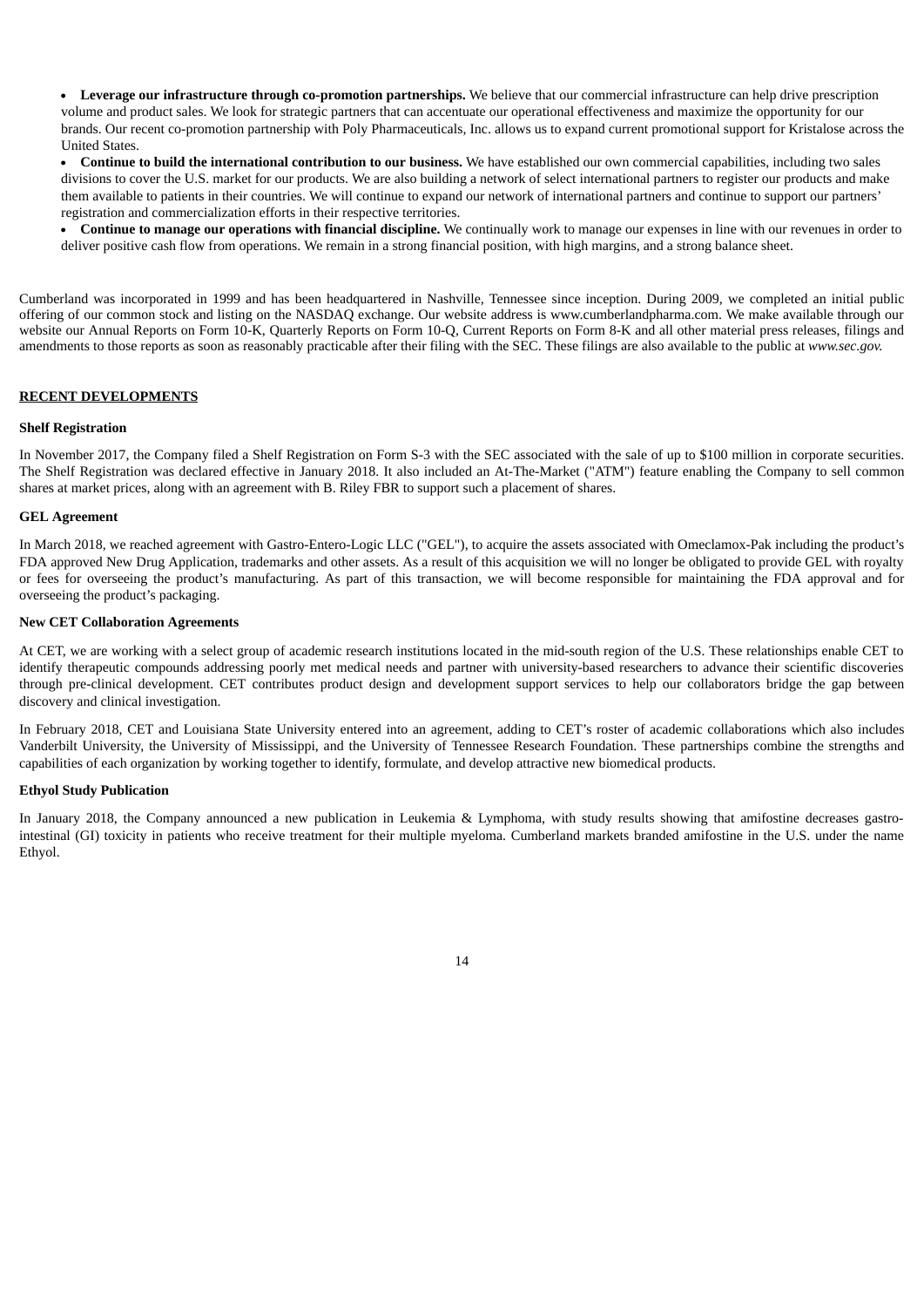- **Leverage our infrastructure through co-promotion partnerships.** We believe that our commercial infrastructure can help drive prescription volume and product sales. We look for strategic partners that can accentuate our operational effectiveness and maximize the opportunity for our brands. Our recent co-promotion partnership with Poly Pharmaceuticals, Inc. allows us to expand current promotional support for Kristalose across the United States.
- **Continue to build the international contribution to our business.** We have established our own commercial capabilities, including two sales divisions to cover the U.S. market for our products. We are also building a network of select international partners to register our products and make them available to patients in their countries. We will continue to expand our network of international partners and continue to support our partners' registration and commercialization efforts in their respective territories.
- **Continue to manage our operations with financial discipline.** We continually work to manage our expenses in line with our revenues in order to deliver positive cash flow from operations. We remain in a strong financial position, with high margins, and a strong balance sheet.

Cumberland was incorporated in 1999 and has been headquartered in Nashville, Tennessee since inception. During 2009, we completed an initial public offering of our common stock and listing on the NASDAQ exchange. Our website address is www.cumberlandpharma.com. We make available through our website our Annual Reports on Form 10-K, Quarterly Reports on Form 10-Q, Current Reports on Form 8-K and all other material press releases, filings and amendments to those reports as soon as reasonably practicable after their filing with the SEC. These filings are also available to the public at *www.sec.gov.*

## RECENT DEVELOPMENTS

### Shelf Registration

In November 2017, the Company filed a Shelf Registration on Form S-3 with the SEC associated with the sale of up to $100 million in corporate securities. The Shelf Registration was declared effective in January 2018. It also included an At-The-Market ("ATM") feature enabling the Company to sell common shares at market prices, along with an agreement with B. Riley FBR to support such a placement of shares.

### GEL Agreement

In March 2018, we reached agreement with Gastro-Entero-Logic LLC ("GEL"), to acquire the assets associated with Omeclamox-Pak including the product's FDA approved New Drug Application, trademarks and other assets. As a result of this acquisition we will no longer be obligated to provide GEL with royalty or fees for overseeing the product's manufacturing. As part of this transaction, we will become responsible for maintaining the FDA approval and for overseeing the product's packaging.

### New CET Collaboration Agreements

At CET, we are working with a select group of academic research institutions located in the mid-south region of the U.S. These relationships enable CET to identify therapeutic compounds addressing poorly met medical needs and partner with university-based researchers to advance their scientific discoveries through pre-clinical development. CET contributes product design and development support services to help our collaborators bridge the gap between discovery and clinical investigation.

In February 2018, CET and Louisiana State University entered into an agreement, adding to CET's roster of academic collaborations which also includes Vanderbilt University, the University of Mississippi, and the University of Tennessee Research Foundation. These partnerships combine the strengths and capabilities of each organization by working together to identify, formulate, and develop attractive new biomedical products.

### Ethyol Study Publication

In January 2018, the Company announced a new publication in Leukemia & Lymphoma, with study results showing that amifostine decreases gastro-intestinal (GI) toxicity in patients who receive treatment for their multiple myeloma. Cumberland markets branded amifostine in the U.S. under the name Ethyol.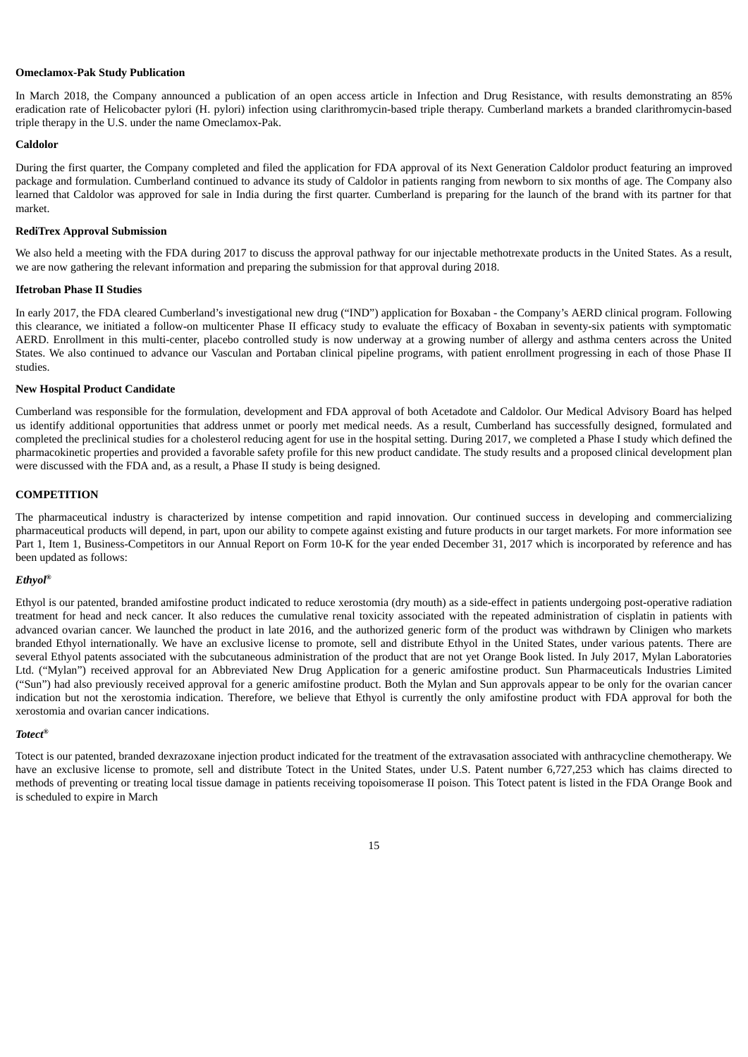**Omeclamox-Pak Study Publication**

In March 2018, the Company announced a publication of an open access article in Infection and Drug Resistance, with results demonstrating an 85% eradication rate of Helicobacter pylori (H. pylori) infection using clarithromycin-based triple therapy. Cumberland markets a branded clarithromycin-based triple therapy in the U.S. under the name Omeclamox-Pak.

**Caldolor**

During the first quarter, the Company completed and filed the application for FDA approval of its Next Generation Caldolor product featuring an improved package and formulation. Cumberland continued to advance its study of Caldolor in patients ranging from newborn to six months of age. The Company also learned that Caldolor was approved for sale in India during the first quarter. Cumberland is preparing for the launch of the brand with its partner for that market.

**RediTrex Approval Submission**

We also held a meeting with the FDA during 2017 to discuss the approval pathway for our injectable methotrexate products in the United States. As a result, we are now gathering the relevant information and preparing the submission for that approval during 2018.

**Ifetroban Phase II Studies**

In early 2017, the FDA cleared Cumberland's investigational new drug ("IND") application for Boxaban - the Company's AERD clinical program. Following this clearance, we initiated a follow-on multicenter Phase II efficacy study to evaluate the efficacy of Boxaban in seventy-six patients with symptomatic AERD. Enrollment in this multi-center, placebo controlled study is now underway at a growing number of allergy and asthma centers across the United States. We also continued to advance our Vasculan and Portaban clinical pipeline programs, with patient enrollment progressing in each of those Phase II studies.

**New Hospital Product Candidate**

Cumberland was responsible for the formulation, development and FDA approval of both Acetadote and Caldolor. Our Medical Advisory Board has helped us identify additional opportunities that address unmet or poorly met medical needs. As a result, Cumberland has successfully designed, formulated and completed the preclinical studies for a cholesterol reducing agent for use in the hospital setting. During 2017, we completed a Phase I study which defined the pharmacokinetic properties and provided a favorable safety profile for this new product candidate. The study results and a proposed clinical development plan were discussed with the FDA and, as a result, a Phase II study is being designed.

**COMPETITION**

The pharmaceutical industry is characterized by intense competition and rapid innovation. Our continued success in developing and commercializing pharmaceutical products will depend, in part, upon our ability to compete against existing and future products in our target markets. For more information see Part 1, Item 1, Business-Competitors in our Annual Report on Form 10-K for the year ended December 31, 2017 which is incorporated by reference and has been updated as follows:

***Ethyol®***

Ethyol is our patented, branded amifostine product indicated to reduce xerostomia (dry mouth) as a side-effect in patients undergoing post-operative radiation treatment for head and neck cancer. It also reduces the cumulative renal toxicity associated with the repeated administration of cisplatin in patients with advanced ovarian cancer. We launched the product in late 2016, and the authorized generic form of the product was withdrawn by Clinigen who markets branded Ethyol internationally. We have an exclusive license to promote, sell and distribute Ethyol in the United States, under various patents. There are several Ethyol patents associated with the subcutaneous administration of the product that are not yet Orange Book listed. In July 2017, Mylan Laboratories Ltd. ("Mylan") received approval for an Abbreviated New Drug Application for a generic amifostine product. Sun Pharmaceuticals Industries Limited ("Sun") had also previously received approval for a generic amifostine product. Both the Mylan and Sun approvals appear to be only for the ovarian cancer indication but not the xerostomia indication. Therefore, we believe that Ethyol is currently the only amifostine product with FDA approval for both the xerostomia and ovarian cancer indications.

***Totect®***

Totect is our patented, branded dexrazoxane injection product indicated for the treatment of the extravasation associated with anthracycline chemotherapy. We have an exclusive license to promote, sell and distribute Totect in the United States, under U.S. Patent number 6,727,253 which has claims directed to methods of preventing or treating local tissue damage in patients receiving topoisomerase II poison. This Totect patent is listed in the FDA Orange Book and is scheduled to expire in March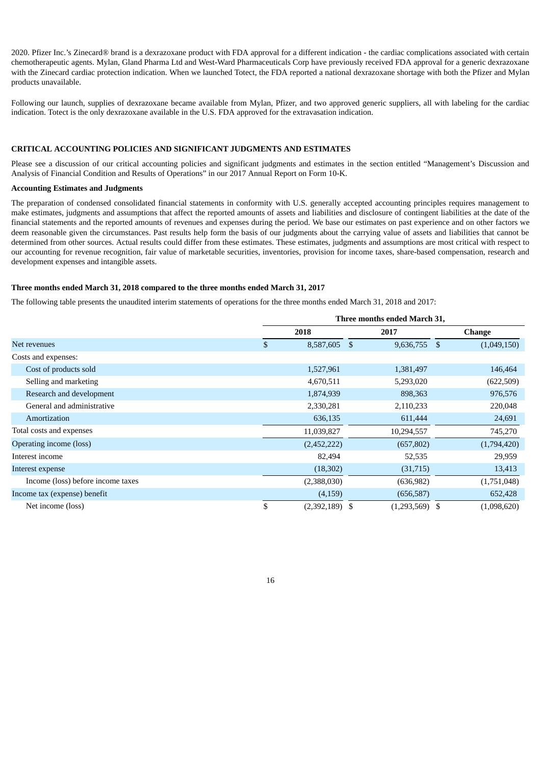2020. Pfizer Inc.'s Zinecard® brand is a dexrazoxane product with FDA approval for a different indication - the cardiac complications associated with certain chemotherapeutic agents. Mylan, Gland Pharma Ltd and West-Ward Pharmaceuticals Corp have previously received FDA approval for a generic dexrazoxane with the Zinecard cardiac protection indication. When we launched Totect, the FDA reported a national dexrazoxane shortage with both the Pfizer and Mylan products unavailable.

Following our launch, supplies of dexrazoxane became available from Mylan, Pfizer, and two approved generic suppliers, all with labeling for the cardiac indication. Totect is the only dexrazoxane available in the U.S. FDA approved for the extravasation indication.

## CRITICAL ACCOUNTING POLICIES AND SIGNIFICANT JUDGMENTS AND ESTIMATES

Please see a discussion of our critical accounting policies and significant judgments and estimates in the section entitled "Management's Discussion and Analysis of Financial Condition and Results of Operations" in our 2017 Annual Report on Form 10-K.

### Accounting Estimates and Judgments

The preparation of condensed consolidated financial statements in conformity with U.S. generally accepted accounting principles requires management to make estimates, judgments and assumptions that affect the reported amounts of assets and liabilities and disclosure of contingent liabilities at the date of the financial statements and the reported amounts of revenues and expenses during the period. We base our estimates on past experience and on other factors we deem reasonable given the circumstances. Past results help form the basis of our judgments about the carrying value of assets and liabilities that cannot be determined from other sources. Actual results could differ from these estimates. These estimates, judgments and assumptions are most critical with respect to our accounting for revenue recognition, fair value of marketable securities, inventories, provision for income taxes, share-based compensation, research and development expenses and intangible assets.

### Three months ended March 31, 2018 compared to the three months ended March 31, 2017

The following table presents the unaudited interim statements of operations for the three months ended March 31, 2018 and 2017:

| | Three months ended March 31, | | |
|---|---|---|---|
| | 2018 | 2017 | Change |
| Net revenues | $ 8,587,605 | $ 9,636,755 | $ (1,049,150) |
| Costs and expenses: | | | |
| Cost of products sold | 1,527,961 | 1,381,497 | 146,464 |
| Selling and marketing | 4,670,511 | 5,293,020 | (622,509) |
| Research and development | 1,874,939 | 898,363 | 976,576 |
| General and administrative | 2,330,281 | 2,110,233 | 220,048 |
| Amortization | 636,135 | 611,444 | 24,691 |
| Total costs and expenses | 11,039,827 | 10,294,557 | 745,270 |
| Operating income (loss) | (2,452,222) | (657,802) | (1,794,420) |
| Interest income | 82,494 | 52,535 | 29,959 |
| Interest expense | (18,302) | (31,715) | 13,413 |
| Income (loss) before income taxes | (2,388,030) | (636,982) | (1,751,048) |
| Income tax (expense) benefit | (4,159) | (656,587) | 652,428 |
| Net income (loss) | $ (2,392,189) | $ (1,293,569) | $ (1,098,620) |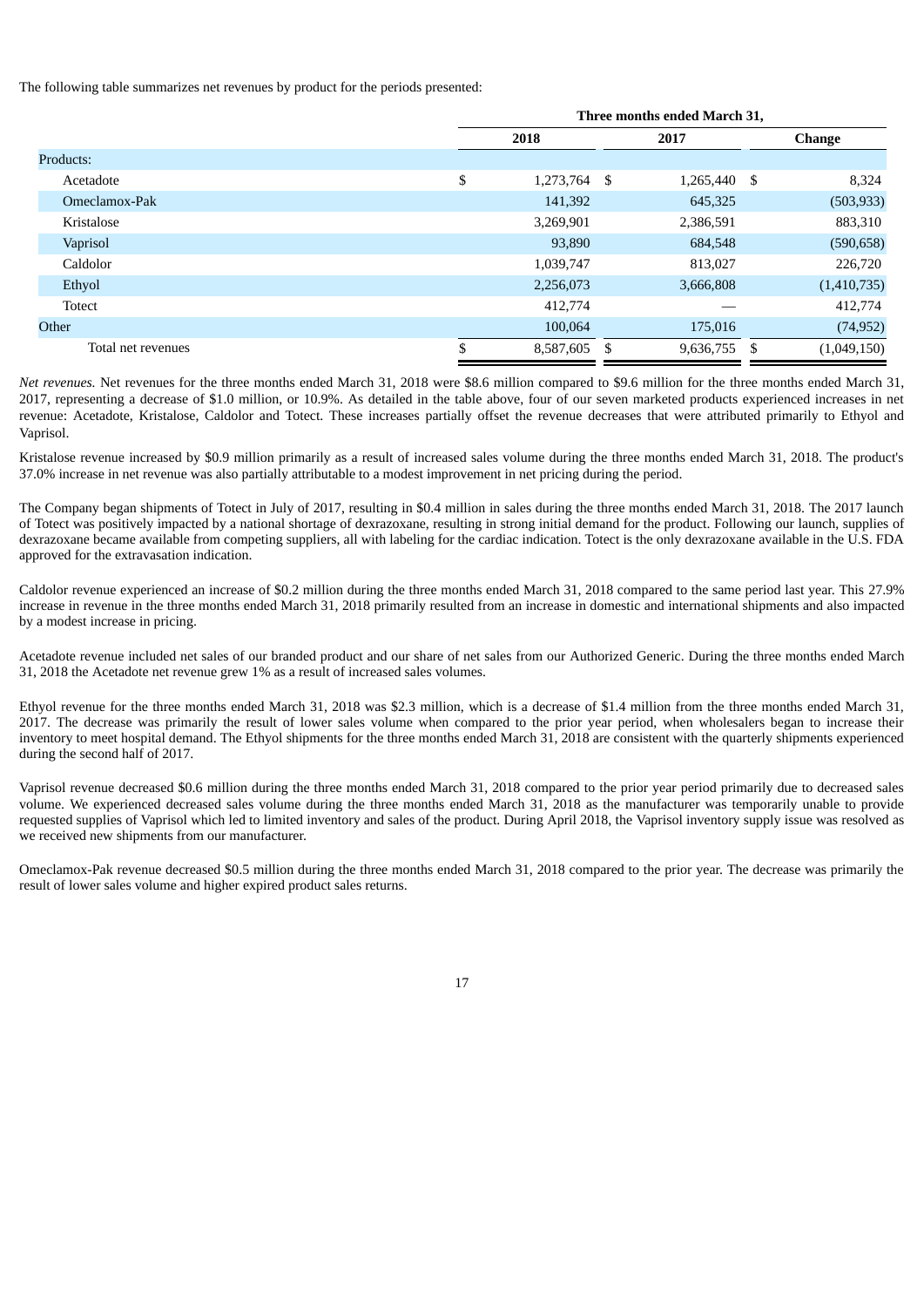The following table summarizes net revenues by product for the periods presented:

| | Three months ended March 31, | | |
|---|---|---|---|
| | 2018 | 2017 | Change |
| Products: | | | |
| Acetadote | $ 1,273,764 | $ 1,265,440 | $ 8,324 |
| Omeclamox-Pak | 141,392 | 645,325 | (503,933) |
| Kristalose | 3,269,901 | 2,386,591 | 883,310 |
| Vaprisol | 93,890 | 684,548 | (590,658) |
| Caldolor | 1,039,747 | 813,027 | 226,720 |
| Ethyol | 2,256,073 | 3,666,808 | (1,410,735) |
| Totect | 412,774 | — | 412,774 |
| Other | 100,064 | 175,016 | (74,952) |
| Total net revenues | $ 8,587,605 | $ 9,636,755 | $ (1,049,150) |

*Net revenues.* Net revenues for the three months ended March 31, 2018 were $8.6 million compared to $9.6 million for the three months ended March 31, 2017, representing a decrease of $1.0 million, or 10.9%. As detailed in the table above, four of our seven marketed products experienced increases in net revenue: Acetadote, Kristalose, Caldolor and Totect. These increases partially offset the revenue decreases that were attributed primarily to Ethyol and Vaprisol.

Kristalose revenue increased by $0.9 million primarily as a result of increased sales volume during the three months ended March 31, 2018. The product's 37.0% increase in net revenue was also partially attributable to a modest improvement in net pricing during the period.

The Company began shipments of Totect in July of 2017, resulting in $0.4 million in sales during the three months ended March 31, 2018. The 2017 launch of Totect was positively impacted by a national shortage of dexrazoxane, resulting in strong initial demand for the product. Following our launch, supplies of dexrazoxane became available from competing suppliers, all with labeling for the cardiac indication. Totect is the only dexrazoxane available in the U.S. FDA approved for the extravasation indication.

Caldolor revenue experienced an increase of $0.2 million during the three months ended March 31, 2018 compared to the same period last year. This 27.9% increase in revenue in the three months ended March 31, 2018 primarily resulted from an increase in domestic and international shipments and also impacted by a modest increase in pricing.

Acetadote revenue included net sales of our branded product and our share of net sales from our Authorized Generic. During the three months ended March 31, 2018 the Acetadote net revenue grew 1% as a result of increased sales volumes.

Ethyol revenue for the three months ended March 31, 2018 was $2.3 million, which is a decrease of $1.4 million from the three months ended March 31, 2017. The decrease was primarily the result of lower sales volume when compared to the prior year period, when wholesalers began to increase their inventory to meet hospital demand. The Ethyol shipments for the three months ended March 31, 2018 are consistent with the quarterly shipments experienced during the second half of 2017.

Vaprisol revenue decreased $0.6 million during the three months ended March 31, 2018 compared to the prior year period primarily due to decreased sales volume. We experienced decreased sales volume during the three months ended March 31, 2018 as the manufacturer was temporarily unable to provide requested supplies of Vaprisol which led to limited inventory and sales of the product. During April 2018, the Vaprisol inventory supply issue was resolved as we received new shipments from our manufacturer.

Omeclamox-Pak revenue decreased $0.5 million during the three months ended March 31, 2018 compared to the prior year. The decrease was primarily the result of lower sales volume and higher expired product sales returns.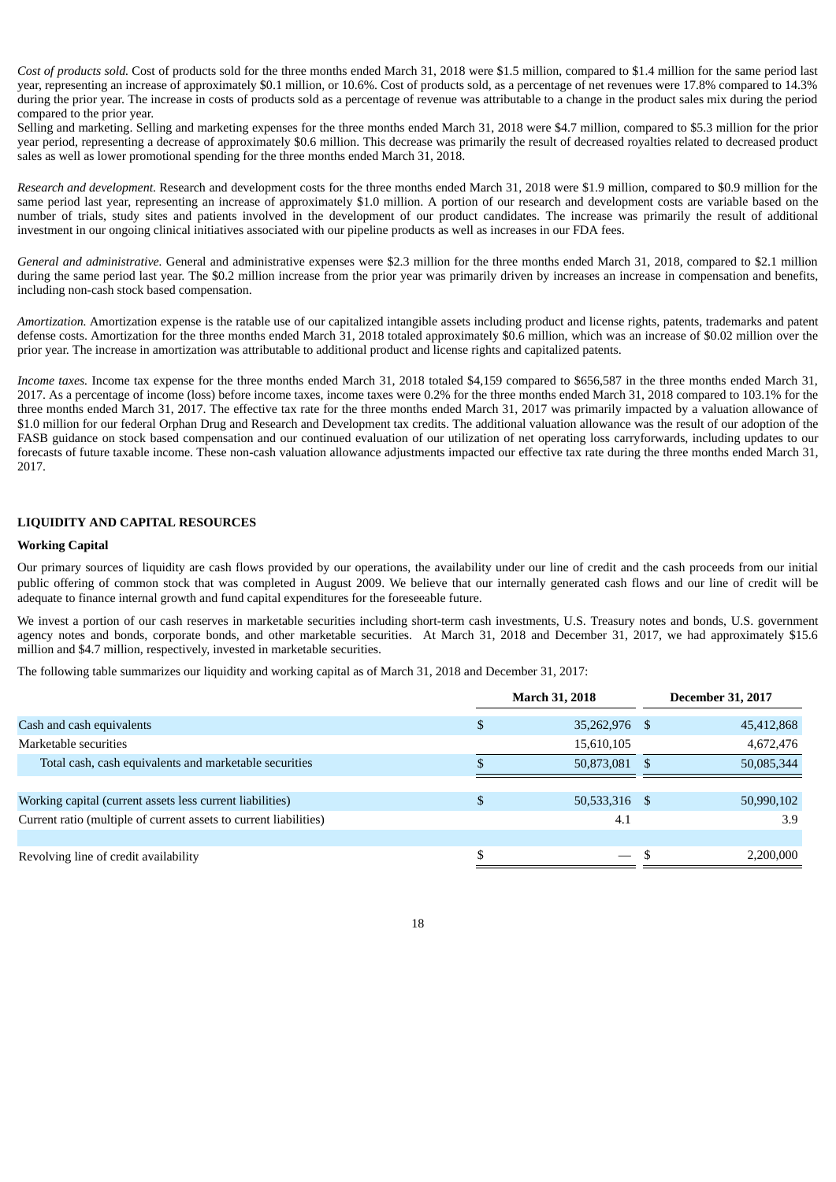*Cost of products sold.* Cost of products sold for the three months ended March 31, 2018 were $1.5 million, compared to $1.4 million for the same period last year, representing an increase of approximately $0.1 million, or 10.6%. Cost of products sold, as a percentage of net revenues were 17.8% compared to 14.3% during the prior year. The increase in costs of products sold as a percentage of revenue was attributable to a change in the product sales mix during the period compared to the prior year.
Selling and marketing. Selling and marketing expenses for the three months ended March 31, 2018 were $4.7 million, compared to $5.3 million for the prior year period, representing a decrease of approximately $0.6 million. This decrease was primarily the result of decreased royalties related to decreased product sales as well as lower promotional spending for the three months ended March 31, 2018.

*Research and development.* Research and development costs for the three months ended March 31, 2018 were $1.9 million, compared to $0.9 million for the same period last year, representing an increase of approximately $1.0 million. A portion of our research and development costs are variable based on the number of trials, study sites and patients involved in the development of our product candidates. The increase was primarily the result of additional investment in our ongoing clinical initiatives associated with our pipeline products as well as increases in our FDA fees.

*General and administrative.* General and administrative expenses were $2.3 million for the three months ended March 31, 2018, compared to $2.1 million during the same period last year. The $0.2 million increase from the prior year was primarily driven by increases an increase in compensation and benefits, including non-cash stock based compensation.

*Amortization.* Amortization expense is the ratable use of our capitalized intangible assets including product and license rights, patents, trademarks and patent defense costs. Amortization for the three months ended March 31, 2018 totaled approximately $0.6 million, which was an increase of $0.02 million over the prior year. The increase in amortization was attributable to additional product and license rights and capitalized patents.

*Income taxes.* Income tax expense for the three months ended March 31, 2018 totaled $4,159 compared to $656,587 in the three months ended March 31, 2017. As a percentage of income (loss) before income taxes, income taxes were 0.2% for the three months ended March 31, 2018 compared to 103.1% for the three months ended March 31, 2017. The effective tax rate for the three months ended March 31, 2017 was primarily impacted by a valuation allowance of $1.0 million for our federal Orphan Drug and Research and Development tax credits. The additional valuation allowance was the result of our adoption of the FASB guidance on stock based compensation and our continued evaluation of our utilization of net operating loss carryforwards, including updates to our forecasts of future taxable income. These non-cash valuation allowance adjustments impacted our effective tax rate during the three months ended March 31, 2017.

## LIQUIDITY AND CAPITAL RESOURCES

### Working Capital

Our primary sources of liquidity are cash flows provided by our operations, the availability under our line of credit and the cash proceeds from our initial public offering of common stock that was completed in August 2009. We believe that our internally generated cash flows and our line of credit will be adequate to finance internal growth and fund capital expenditures for the foreseeable future.

We invest a portion of our cash reserves in marketable securities including short-term cash investments, U.S. Treasury notes and bonds, U.S. government agency notes and bonds, corporate bonds, and other marketable securities. At March 31, 2018 and December 31, 2017, we had approximately $15.6 million and $4.7 million, respectively, invested in marketable securities.

The following table summarizes our liquidity and working capital as of March 31, 2018 and December 31, 2017:

| | March 31, 2018 | December 31, 2017 |
|---|---|---|
| Cash and cash equivalents | $ 35,262,976 | $ 45,412,868 |
| Marketable securities | 15,610,105 | 4,672,476 |
| Total cash, cash equivalents and marketable securities | $ 50,873,081 | $ 50,085,344 |
| | | |
| Working capital (current assets less current liabilities) | $ 50,533,316 | $ 50,990,102 |
| Current ratio (multiple of current assets to current liabilities) | 4.1 | 3.9 |
| | | |
| Revolving line of credit availability | $ — | $ 2,200,000 |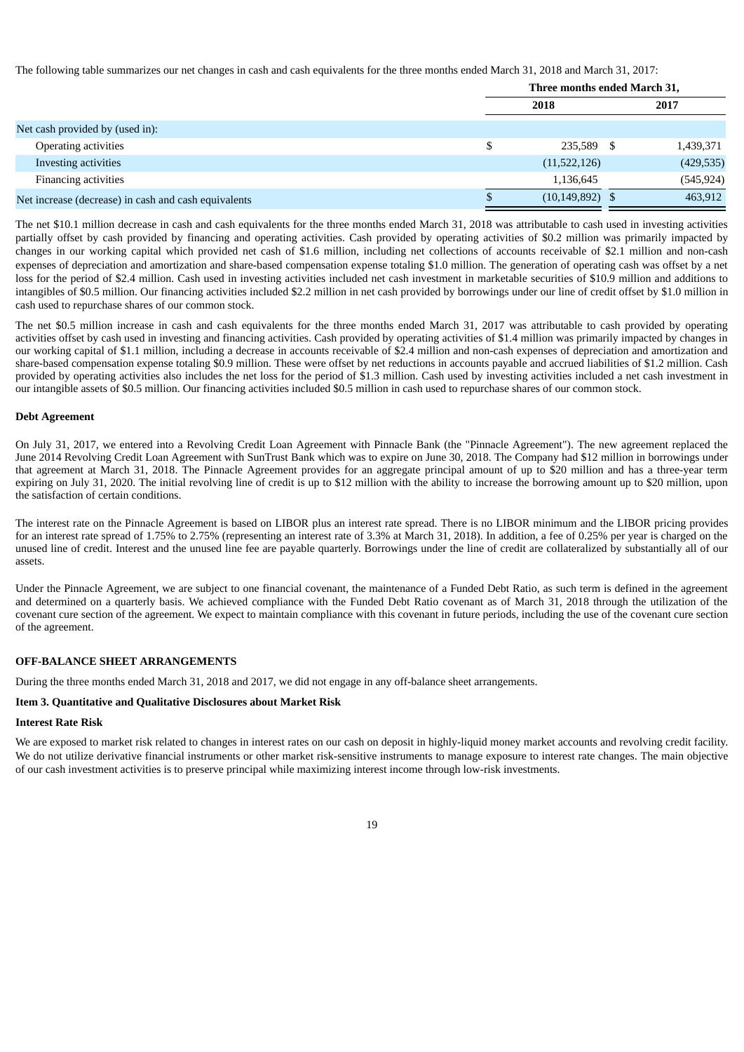The following table summarizes our net changes in cash and cash equivalents for the three months ended March 31, 2018 and March 31, 2017:

| | Three months ended March 31, | |
|---|---|---|
| | 2018 | 2017 |
| Net cash provided by (used in): | | |
| Operating activities | $ 235,589 | $ 1,439,371 |
| Investing activities | (11,522,126) | (429,535) |
| Financing activities | 1,136,645 | (545,924) |
| Net increase (decrease) in cash and cash equivalents | $ (10,149,892) | $ 463,912 |

The net $10.1 million decrease in cash and cash equivalents for the three months ended March 31, 2018 was attributable to cash used in investing activities partially offset by cash provided by financing and operating activities. Cash provided by operating activities of $0.2 million was primarily impacted by changes in our working capital which provided net cash of $1.6 million, including net collections of accounts receivable of $2.1 million and non-cash expenses of depreciation and amortization and share-based compensation expense totaling $1.0 million. The generation of operating cash was offset by a net loss for the period of $2.4 million. Cash used in investing activities included net cash investment in marketable securities of $10.9 million and additions to intangibles of $0.5 million. Our financing activities included $2.2 million in net cash provided by borrowings under our line of credit offset by $1.0 million in cash used to repurchase shares of our common stock.

The net $0.5 million increase in cash and cash equivalents for the three months ended March 31, 2017 was attributable to cash provided by operating activities offset by cash used in investing and financing activities. Cash provided by operating activities of $1.4 million was primarily impacted by changes in our working capital of $1.1 million, including a decrease in accounts receivable of $2.4 million and non-cash expenses of depreciation and amortization and share-based compensation expense totaling $0.9 million. These were offset by net reductions in accounts payable and accrued liabilities of $1.2 million. Cash provided by operating activities also includes the net loss for the period of $1.3 million. Cash used by investing activities included a net cash investment in our intangible assets of $0.5 million. Our financing activities included $0.5 million in cash used to repurchase shares of our common stock.

**Debt Agreement**

On July 31, 2017, we entered into a Revolving Credit Loan Agreement with Pinnacle Bank (the "Pinnacle Agreement"). The new agreement replaced the June 2014 Revolving Credit Loan Agreement with SunTrust Bank which was to expire on June 30, 2018. The Company had $12 million in borrowings under that agreement at March 31, 2018. The Pinnacle Agreement provides for an aggregate principal amount of up to $20 million and has a three-year term expiring on July 31, 2020. The initial revolving line of credit is up to $12 million with the ability to increase the borrowing amount up to $20 million, upon the satisfaction of certain conditions.

The interest rate on the Pinnacle Agreement is based on LIBOR plus an interest rate spread. There is no LIBOR minimum and the LIBOR pricing provides for an interest rate spread of 1.75% to 2.75% (representing an interest rate of 3.3% at March 31, 2018). In addition, a fee of 0.25% per year is charged on the unused line of credit. Interest and the unused line fee are payable quarterly. Borrowings under the line of credit are collateralized by substantially all of our assets.

Under the Pinnacle Agreement, we are subject to one financial covenant, the maintenance of a Funded Debt Ratio, as such term is defined in the agreement and determined on a quarterly basis. We achieved compliance with the Funded Debt Ratio covenant as of March 31, 2018 through the utilization of the covenant cure section of the agreement. We expect to maintain compliance with this covenant in future periods, including the use of the covenant cure section of the agreement.

**OFF-BALANCE SHEET ARRANGEMENTS**

During the three months ended March 31, 2018 and 2017, we did not engage in any off-balance sheet arrangements.

**Item 3. Quantitative and Qualitative Disclosures about Market Risk**

**Interest Rate Risk**

We are exposed to market risk related to changes in interest rates on our cash on deposit in highly-liquid money market accounts and revolving credit facility. We do not utilize derivative financial instruments or other market risk-sensitive instruments to manage exposure to interest rate changes. The main objective of our cash investment activities is to preserve principal while maximizing interest income through low-risk investments.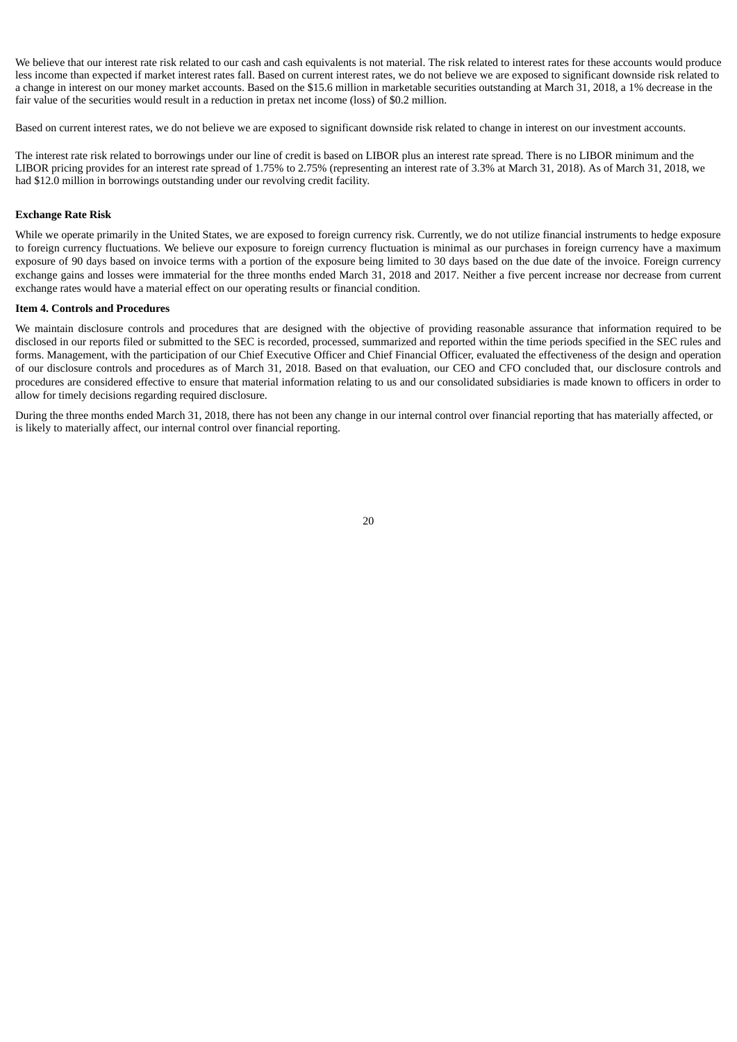We believe that our interest rate risk related to our cash and cash equivalents is not material. The risk related to interest rates for these accounts would produce less income than expected if market interest rates fall. Based on current interest rates, we do not believe we are exposed to significant downside risk related to a change in interest on our money market accounts. Based on the $15.6 million in marketable securities outstanding at March 31, 2018, a 1% decrease in the fair value of the securities would result in a reduction in pretax net income (loss) of $0.2 million.

Based on current interest rates, we do not believe we are exposed to significant downside risk related to change in interest on our investment accounts.

The interest rate risk related to borrowings under our line of credit is based on LIBOR plus an interest rate spread. There is no LIBOR minimum and the LIBOR pricing provides for an interest rate spread of 1.75% to 2.75% (representing an interest rate of 3.3% at March 31, 2018). As of March 31, 2018, we had $12.0 million in borrowings outstanding under our revolving credit facility.

**Exchange Rate Risk**

While we operate primarily in the United States, we are exposed to foreign currency risk. Currently, we do not utilize financial instruments to hedge exposure to foreign currency fluctuations. We believe our exposure to foreign currency fluctuation is minimal as our purchases in foreign currency have a maximum exposure of 90 days based on invoice terms with a portion of the exposure being limited to 30 days based on the due date of the invoice. Foreign currency exchange gains and losses were immaterial for the three months ended March 31, 2018 and 2017. Neither a five percent increase nor decrease from current exchange rates would have a material effect on our operating results or financial condition.

**Item 4. Controls and Procedures**

We maintain disclosure controls and procedures that are designed with the objective of providing reasonable assurance that information required to be disclosed in our reports filed or submitted to the SEC is recorded, processed, summarized and reported within the time periods specified in the SEC rules and forms. Management, with the participation of our Chief Executive Officer and Chief Financial Officer, evaluated the effectiveness of the design and operation of our disclosure controls and procedures as of March 31, 2018. Based on that evaluation, our CEO and CFO concluded that, our disclosure controls and procedures are considered effective to ensure that material information relating to us and our consolidated subsidiaries is made known to officers in order to allow for timely decisions regarding required disclosure.

During the three months ended March 31, 2018, there has not been any change in our internal control over financial reporting that has materially affected, or is likely to materially affect, our internal control over financial reporting.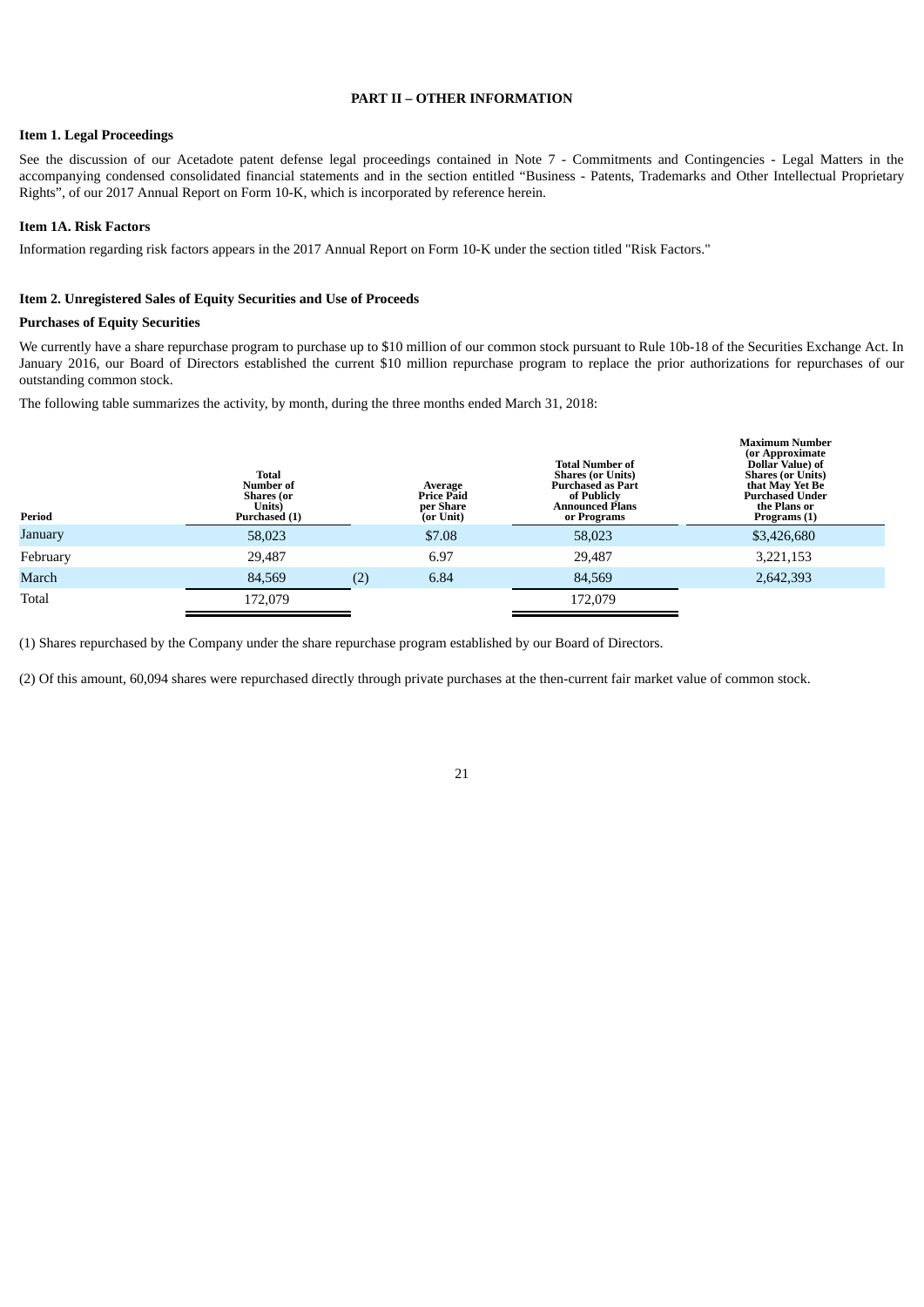# PART II – OTHER INFORMATION

### Item 1. Legal Proceedings

See the discussion of our Acetadote patent defense legal proceedings contained in Note 7 - Commitments and Contingencies - Legal Matters in the accompanying condensed consolidated financial statements and in the section entitled "Business - Patents, Trademarks and Other Intellectual Proprietary Rights", of our 2017 Annual Report on Form 10-K, which is incorporated by reference herein.

### Item 1A. Risk Factors

Information regarding risk factors appears in the 2017 Annual Report on Form 10-K under the section titled "Risk Factors."

### Item 2. Unregistered Sales of Equity Securities and Use of Proceeds

**Purchases of Equity Securities**

We currently have a share repurchase program to purchase up to $10 million of our common stock pursuant to Rule 10b-18 of the Securities Exchange Act. In January 2016, our Board of Directors established the current $10 million repurchase program to replace the prior authorizations for repurchases of our outstanding common stock.

The following table summarizes the activity, by month, during the three months ended March 31, 2018:

| Period | Total Number of Shares (or Units) Purchased (1) | | Average Price Paid per Share (or Unit) | Total Number of Shares (or Units) Purchased as Part of Publicly Announced Plans or Programs | Maximum Number (or Approximate Dollar Value) of Shares (or Units) that May Yet Be Purchased Under the Plans or Programs (1) |
|---|---|---|---|---|---|
| January | 58,023 | | $7.08 | 58,023 | $3,426,680 |
| February | 29,487 | | 6.97 | 29,487 | 3,221,153 |
| March | 84,569 | (2) | 6.84 | 84,569 | 2,642,393 |
| Total | 172,079 | | | 172,079 | |

(1) Shares repurchased by the Company under the share repurchase program established by our Board of Directors.

(2) Of this amount, 60,094 shares were repurchased directly through private purchases at the then-current fair market value of common stock.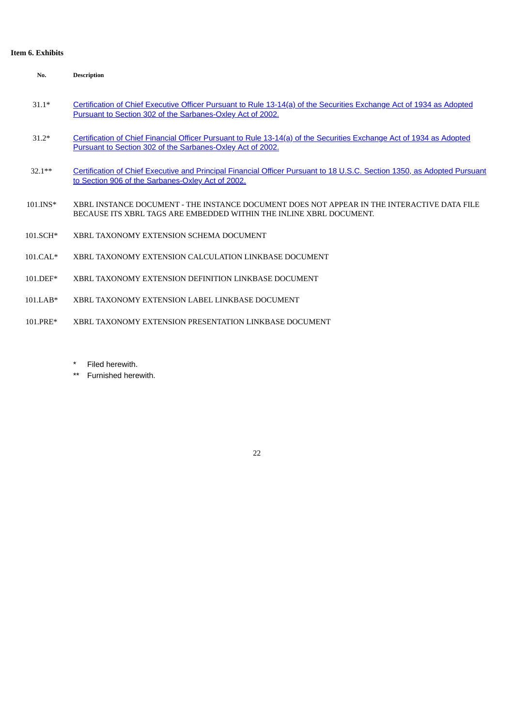**Item 6. Exhibits**

| No. | Description |
|---|---|
| 31.1* | Certification of Chief Executive Officer Pursuant to Rule 13-14(a) of the Securities Exchange Act of 1934 as Adopted Pursuant to Section 302 of the Sarbanes-Oxley Act of 2002. |
| 31.2* | Certification of Chief Financial Officer Pursuant to Rule 13-14(a) of the Securities Exchange Act of 1934 as Adopted Pursuant to Section 302 of the Sarbanes-Oxley Act of 2002. |
| 32.1** | Certification of Chief Executive and Principal Financial Officer Pursuant to 18 U.S.C. Section 1350, as Adopted Pursuant to Section 906 of the Sarbanes-Oxley Act of 2002. |
| 101.INS* | XBRL INSTANCE DOCUMENT - THE INSTANCE DOCUMENT DOES NOT APPEAR IN THE INTERACTIVE DATA FILE BECAUSE ITS XBRL TAGS ARE EMBEDDED WITHIN THE INLINE XBRL DOCUMENT. |
| 101.SCH* | XBRL TAXONOMY EXTENSION SCHEMA DOCUMENT |
| 101.CAL* | XBRL TAXONOMY EXTENSION CALCULATION LINKBASE DOCUMENT |
| 101.DEF* | XBRL TAXONOMY EXTENSION DEFINITION LINKBASE DOCUMENT |
| 101.LAB* | XBRL TAXONOMY EXTENSION LABEL LINKBASE DOCUMENT |
| 101.PRE* | XBRL TAXONOMY EXTENSION PRESENTATION LINKBASE DOCUMENT |

\* Filed herewith.

\*\* Furnished herewith.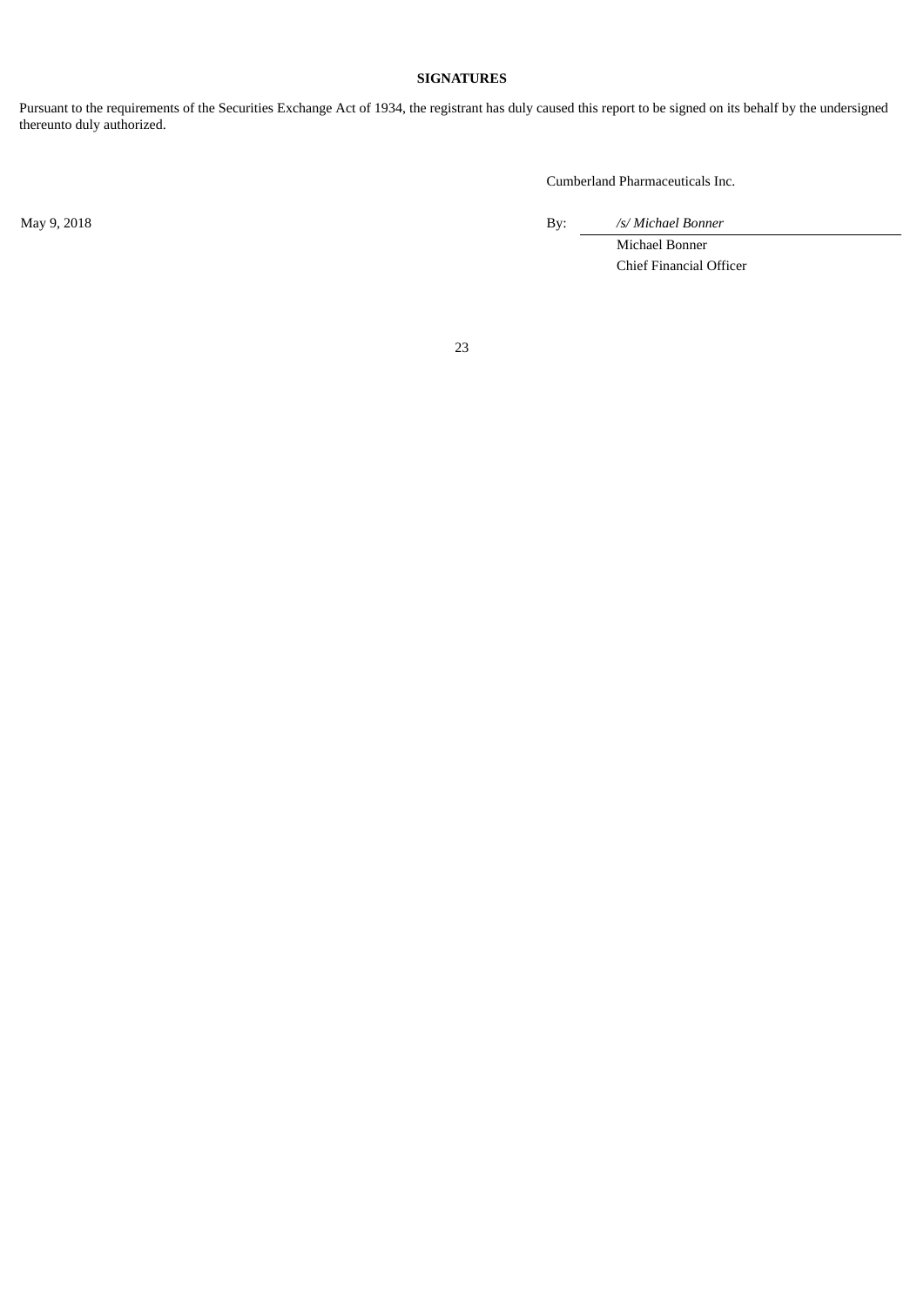**SIGNATURES**

Pursuant to the requirements of the Securities Exchange Act of 1934, the registrant has duly caused this report to be signed on its behalf by the undersigned thereunto duly authorized.

Cumberland Pharmaceuticals Inc.

May 9, 2018

By: */s/ Michael Bonner*

Michael Bonner
Chief Financial Officer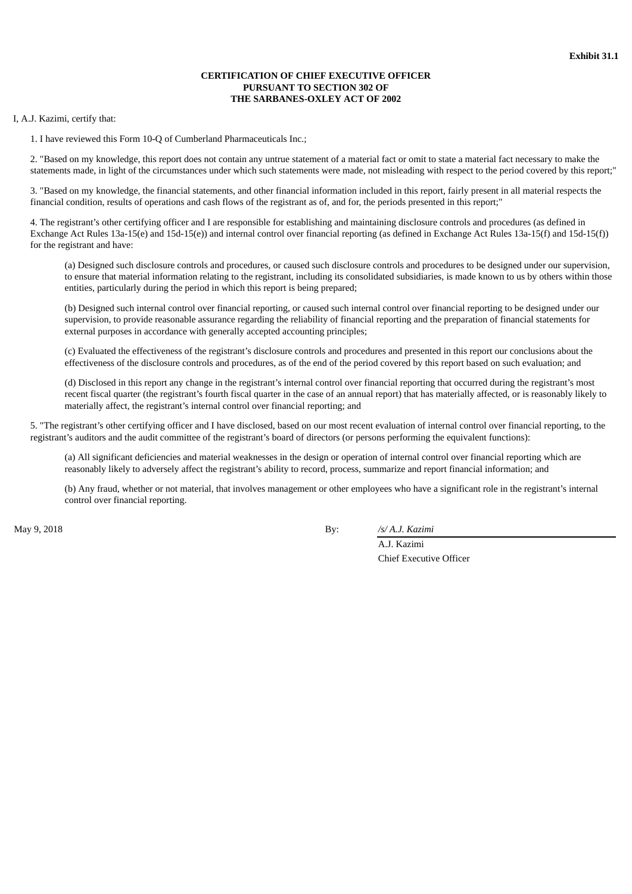**Exhibit 31.1**

**CERTIFICATION OF CHIEF EXECUTIVE OFFICER**
**PURSUANT TO SECTION 302 OF**
**THE SARBANES-OXLEY ACT OF 2002**

I, A.J. Kazimi, certify that:

1. I have reviewed this Form 10-Q of Cumberland Pharmaceuticals Inc.;

2. "Based on my knowledge, this report does not contain any untrue statement of a material fact or omit to state a material fact necessary to make the statements made, in light of the circumstances under which such statements were made, not misleading with respect to the period covered by this report;"

3. "Based on my knowledge, the financial statements, and other financial information included in this report, fairly present in all material respects the financial condition, results of operations and cash flows of the registrant as of, and for, the periods presented in this report;"

4. The registrant's other certifying officer and I are responsible for establishing and maintaining disclosure controls and procedures (as defined in Exchange Act Rules 13a-15(e) and 15d-15(e)) and internal control over financial reporting (as defined in Exchange Act Rules 13a-15(f) and 15d-15(f)) for the registrant and have:

(a) Designed such disclosure controls and procedures, or caused such disclosure controls and procedures to be designed under our supervision, to ensure that material information relating to the registrant, including its consolidated subsidiaries, is made known to us by others within those entities, particularly during the period in which this report is being prepared;

(b) Designed such internal control over financial reporting, or caused such internal control over financial reporting to be designed under our supervision, to provide reasonable assurance regarding the reliability of financial reporting and the preparation of financial statements for external purposes in accordance with generally accepted accounting principles;

(c) Evaluated the effectiveness of the registrant's disclosure controls and procedures and presented in this report our conclusions about the effectiveness of the disclosure controls and procedures, as of the end of the period covered by this report based on such evaluation; and

(d) Disclosed in this report any change in the registrant's internal control over financial reporting that occurred during the registrant's most recent fiscal quarter (the registrant's fourth fiscal quarter in the case of an annual report) that has materially affected, or is reasonably likely to materially affect, the registrant's internal control over financial reporting; and

5. "The registrant's other certifying officer and I have disclosed, based on our most recent evaluation of internal control over financial reporting, to the registrant's auditors and the audit committee of the registrant's board of directors (or persons performing the equivalent functions):

(a) All significant deficiencies and material weaknesses in the design or operation of internal control over financial reporting which are reasonably likely to adversely affect the registrant's ability to record, process, summarize and report financial information; and

(b) Any fraud, whether or not material, that involves management or other employees who have a significant role in the registrant's internal control over financial reporting.

May 9, 2018

By: */s/ A.J. Kazimi*
A.J. Kazimi
Chief Executive Officer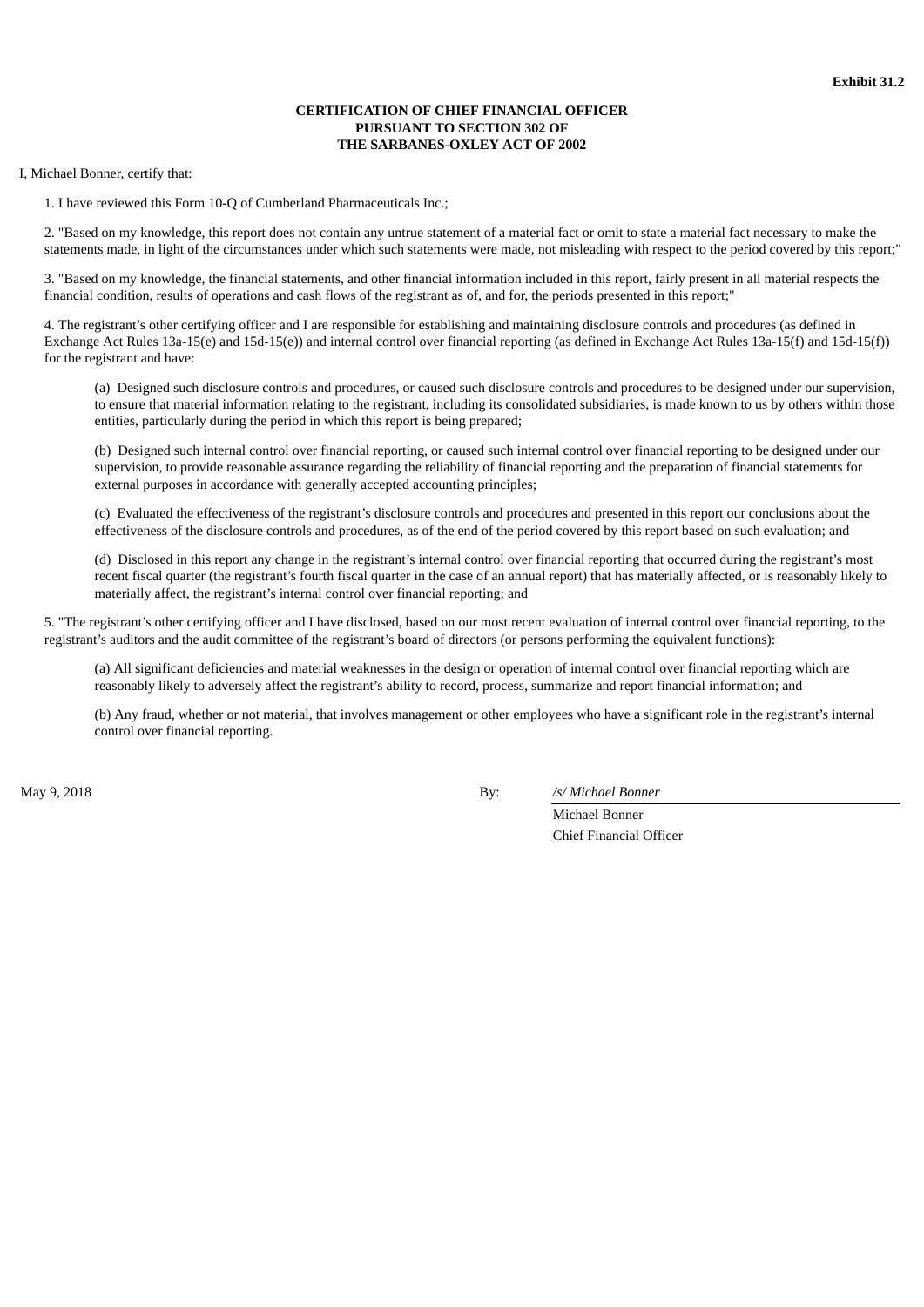**Exhibit 31.2**

**CERTIFICATION OF CHIEF FINANCIAL OFFICER
PURSUANT TO SECTION 302 OF
THE SARBANES-OXLEY ACT OF 2002**

I, Michael Bonner, certify that:

1. I have reviewed this Form 10-Q of Cumberland Pharmaceuticals Inc.;

2. "Based on my knowledge, this report does not contain any untrue statement of a material fact or omit to state a material fact necessary to make the statements made, in light of the circumstances under which such statements were made, not misleading with respect to the period covered by this report;"

3. "Based on my knowledge, the financial statements, and other financial information included in this report, fairly present in all material respects the financial condition, results of operations and cash flows of the registrant as of, and for, the periods presented in this report;"

4. The registrant's other certifying officer and I are responsible for establishing and maintaining disclosure controls and procedures (as defined in Exchange Act Rules 13a-15(e) and 15d-15(e)) and internal control over financial reporting (as defined in Exchange Act Rules 13a-15(f) and 15d-15(f)) for the registrant and have:

(a) Designed such disclosure controls and procedures, or caused such disclosure controls and procedures to be designed under our supervision, to ensure that material information relating to the registrant, including its consolidated subsidiaries, is made known to us by others within those entities, particularly during the period in which this report is being prepared;

(b) Designed such internal control over financial reporting, or caused such internal control over financial reporting to be designed under our supervision, to provide reasonable assurance regarding the reliability of financial reporting and the preparation of financial statements for external purposes in accordance with generally accepted accounting principles;

(c) Evaluated the effectiveness of the registrant's disclosure controls and procedures and presented in this report our conclusions about the effectiveness of the disclosure controls and procedures, as of the end of the period covered by this report based on such evaluation; and

(d) Disclosed in this report any change in the registrant's internal control over financial reporting that occurred during the registrant's most recent fiscal quarter (the registrant's fourth fiscal quarter in the case of an annual report) that has materially affected, or is reasonably likely to materially affect, the registrant's internal control over financial reporting; and

5. "The registrant's other certifying officer and I have disclosed, based on our most recent evaluation of internal control over financial reporting, to the registrant's auditors and the audit committee of the registrant's board of directors (or persons performing the equivalent functions):

(a) All significant deficiencies and material weaknesses in the design or operation of internal control over financial reporting which are reasonably likely to adversely affect the registrant's ability to record, process, summarize and report financial information; and

(b) Any fraud, whether or not material, that involves management or other employees who have a significant role in the registrant's internal control over financial reporting.

May 9, 2018

By: */s/ Michael Bonner*

Michael Bonner
Chief Financial Officer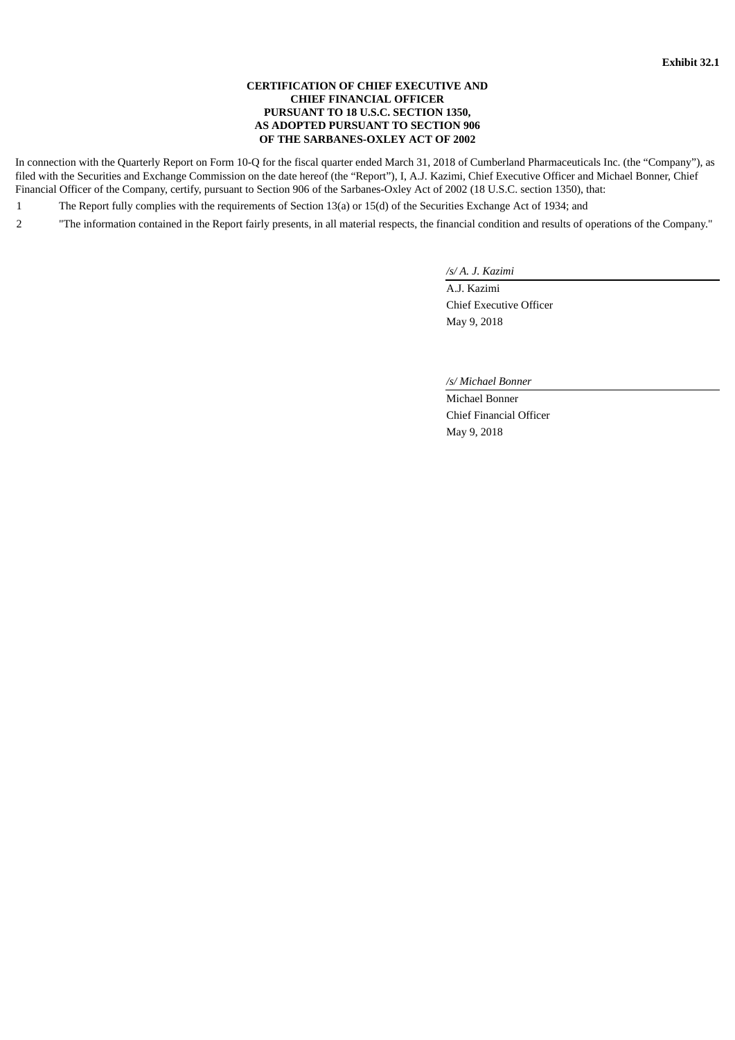**Exhibit 32.1**

**CERTIFICATION OF CHIEF EXECUTIVE AND CHIEF FINANCIAL OFFICER PURSUANT TO 18 U.S.C. SECTION 1350, AS ADOPTED PURSUANT TO SECTION 906 OF THE SARBANES-OXLEY ACT OF 2002**

In connection with the Quarterly Report on Form 10-Q for the fiscal quarter ended March 31, 2018 of Cumberland Pharmaceuticals Inc. (the “Company”), as filed with the Securities and Exchange Commission on the date hereof (the “Report”), I, A.J. Kazimi, Chief Executive Officer and Michael Bonner, Chief Financial Officer of the Company, certify, pursuant to Section 906 of the Sarbanes-Oxley Act of 2002 (18 U.S.C. section 1350), that:

1 The Report fully complies with the requirements of Section 13(a) or 15(d) of the Securities Exchange Act of 1934; and

2 "The information contained in the Report fairly presents, in all material respects, the financial condition and results of operations of the Company."

*/s/ A. J. Kazimi*

A.J. Kazimi
Chief Executive Officer
May 9, 2018

*/s/ Michael Bonner*

Michael Bonner
Chief Financial Officer
May 9, 2018